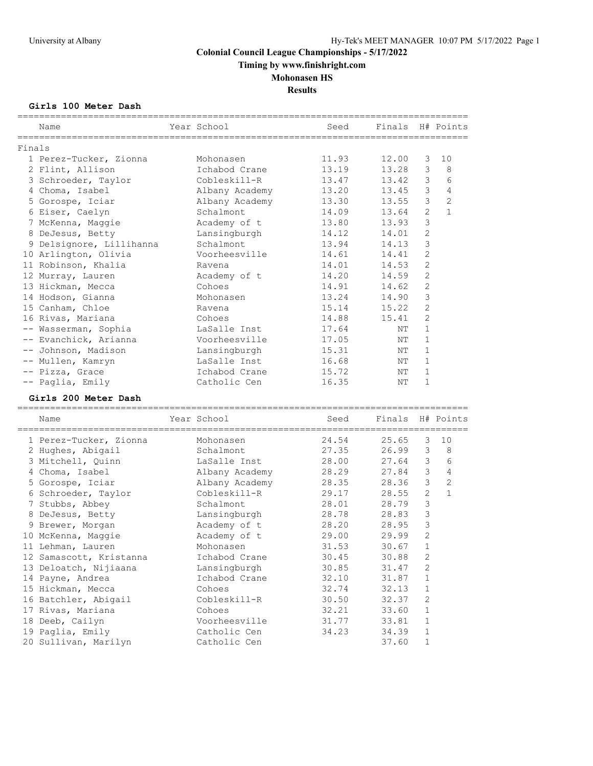# Colonial Council League Championships - 5/17/2022

**Timing by www.finishright.com**

**Mohonasen HS**

**Results**

### Girls 100 Meter Dash

Finals

| | Name | Year | School | Seed | Finals | H# | Points |
|---|---|---|---|---|---|---|---|
| 1 | Perez-Tucker, Zionna | | Mohonasen | 11.93 | 12.00 | 3 | 10 |
| 2 | Flint, Allison | | Ichabod Crane | 13.19 | 13.28 | 3 | 8 |
| 3 | Schroeder, Taylor | | Cobleskill-R | 13.47 | 13.42 | 3 | 6 |
| 4 | Choma, Isabel | | Albany Academy | 13.20 | 13.45 | 3 | 4 |
| 5 | Gorospe, Iciar | | Albany Academy | 13.30 | 13.55 | 3 | 2 |
| 6 | Eiser, Caelyn | | Schalmont | 14.09 | 13.64 | 2 | 1 |
| 7 | McKenna, Maggie | | Academy of t | 13.80 | 13.93 | 3 | |
| 8 | DeJesus, Betty | | Lansingburgh | 14.12 | 14.01 | 2 | |
| 9 | Delsignore, Lillihanna | | Schalmont | 13.94 | 14.13 | 3 | |
| 10 | Arlington, Olivia | | Voorheesville | 14.61 | 14.41 | 2 | |
| 11 | Robinson, Khalia | | Ravena | 14.01 | 14.53 | 2 | |
| 12 | Murray, Lauren | | Academy of t | 14.20 | 14.59 | 2 | |
| 13 | Hickman, Mecca | | Cohoes | 14.91 | 14.62 | 2 | |
| 14 | Hodson, Gianna | | Mohonasen | 13.24 | 14.90 | 3 | |
| 15 | Canham, Chloe | | Ravena | 15.14 | 15.22 | 2 | |
| 16 | Rivas, Mariana | | Cohoes | 14.88 | 15.41 | 2 | |
| -- | Wasserman, Sophia | | LaSalle Inst | 17.64 | NT | 1 | |
| -- | Evanchick, Arianna | | Voorheesville | 17.05 | NT | 1 | |
| -- | Johnson, Madison | | Lansingburgh | 15.31 | NT | 1 | |
| -- | Mullen, Kamryn | | LaSalle Inst | 16.68 | NT | 1 | |
| -- | Pizza, Grace | | Ichabod Crane | 15.72 | NT | 1 | |
| -- | Paglia, Emily | | Catholic Cen | 16.35 | NT | 1 | |

### Girls 200 Meter Dash

| | Name | Year | School | Seed | Finals | H# | Points |
|---|---|---|---|---|---|---|---|
| 1 | Perez-Tucker, Zionna | | Mohonasen | 24.54 | 25.65 | 3 | 10 |
| 2 | Hughes, Abigail | | Schalmont | 27.35 | 26.99 | 3 | 8 |
| 3 | Mitchell, Quinn | | LaSalle Inst | 28.00 | 27.64 | 3 | 6 |
| 4 | Choma, Isabel | | Albany Academy | 28.29 | 27.84 | 3 | 4 |
| 5 | Gorospe, Iciar | | Albany Academy | 28.35 | 28.36 | 3 | 2 |
| 6 | Schroeder, Taylor | | Cobleskill-R | 29.17 | 28.55 | 2 | 1 |
| 7 | Stubbs, Abbey | | Schalmont | 28.01 | 28.79 | 3 | |
| 8 | DeJesus, Betty | | Lansingburgh | 28.78 | 28.83 | 3 | |
| 9 | Brewer, Morgan | | Academy of t | 28.20 | 28.95 | 3 | |
| 10 | McKenna, Maggie | | Academy of t | 29.00 | 29.99 | 2 | |
| 11 | Lehman, Lauren | | Mohonasen | 31.53 | 30.67 | 1 | |
| 12 | Samascott, Kristanna | | Ichabod Crane | 30.45 | 30.88 | 2 | |
| 13 | Deloatch, Nijiaana | | Lansingburgh | 30.85 | 31.47 | 2 | |
| 14 | Payne, Andrea | | Ichabod Crane | 32.10 | 31.87 | 1 | |
| 15 | Hickman, Mecca | | Cohoes | 32.74 | 32.13 | 1 | |
| 16 | Batchler, Abigail | | Cobleskill-R | 30.50 | 32.37 | 2 | |
| 17 | Rivas, Mariana | | Cohoes | 32.21 | 33.60 | 1 | |
| 18 | Deeb, Cailyn | | Voorheesville | 31.77 | 33.81 | 1 | |
| 19 | Paglia, Emily | | Catholic Cen | 34.23 | 34.39 | 1 | |
| 20 | Sullivan, Marilyn | | Catholic Cen | | 37.60 | 1 | |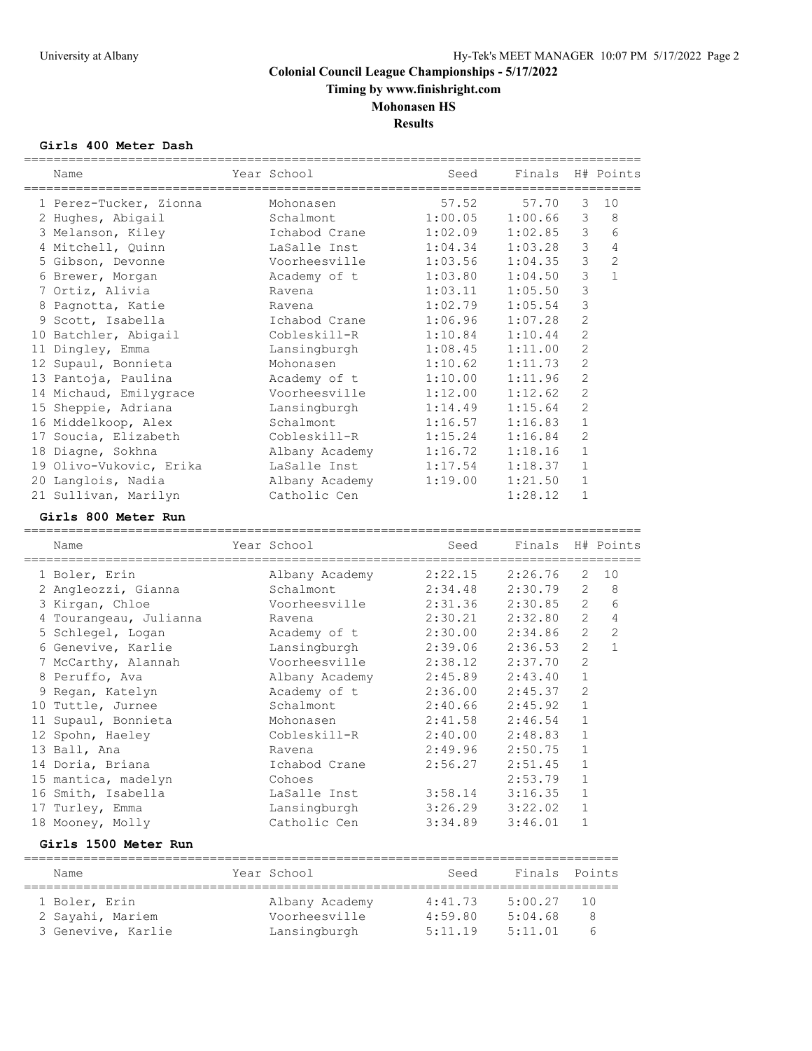# Colonial Council League Championships - 5/17/2022

## Timing by www.finishright.com

## Mohonasen HS

## Results

### Girls 400 Meter Dash

| Name | Year School | Seed | Finals | H# | Points |
|---|---|---|---|---|---|
| 1 Perez-Tucker, Zionna | Mohonasen | 57.52 | 57.70 | 3 | 10 |
| 2 Hughes, Abigail | Schalmont | 1:00.05 | 1:00.66 | 3 | 8 |
| 3 Melanson, Kiley | Ichabod Crane | 1:02.09 | 1:02.85 | 3 | 6 |
| 4 Mitchell, Quinn | LaSalle Inst | 1:04.34 | 1:03.28 | 3 | 4 |
| 5 Gibson, Devonne | Voorheesville | 1:03.56 | 1:04.35 | 3 | 2 |
| 6 Brewer, Morgan | Academy of t | 1:03.80 | 1:04.50 | 3 | 1 |
| 7 Ortiz, Alivia | Ravena | 1:03.11 | 1:05.50 | 3 | |
| 8 Pagnotta, Katie | Ravena | 1:02.79 | 1:05.54 | 3 | |
| 9 Scott, Isabella | Ichabod Crane | 1:06.96 | 1:07.28 | 2 | |
| 10 Batchler, Abigail | Cobleskill-R | 1:10.84 | 1:10.44 | 2 | |
| 11 Dingley, Emma | Lansingburgh | 1:08.45 | 1:11.00 | 2 | |
| 12 Supaul, Bonnieta | Mohonasen | 1:10.62 | 1:11.73 | 2 | |
| 13 Pantoja, Paulina | Academy of t | 1:10.00 | 1:11.96 | 2 | |
| 14 Michaud, Emilygrace | Voorheesville | 1:12.00 | 1:12.62 | 2 | |
| 15 Sheppie, Adriana | Lansingburgh | 1:14.49 | 1:15.64 | 2 | |
| 16 Middelkoop, Alex | Schalmont | 1:16.57 | 1:16.83 | 1 | |
| 17 Soucia, Elizabeth | Cobleskill-R | 1:15.24 | 1:16.84 | 2 | |
| 18 Diagne, Sokhna | Albany Academy | 1:16.72 | 1:18.16 | 1 | |
| 19 Olivo-Vukovic, Erika | LaSalle Inst | 1:17.54 | 1:18.37 | 1 | |
| 20 Langlois, Nadia | Albany Academy | 1:19.00 | 1:21.50 | 1 | |
| 21 Sullivan, Marilyn | Catholic Cen | | 1:28.12 | 1 | |

### Girls 800 Meter Run

| Name | Year School | Seed | Finals | H# | Points |
|---|---|---|---|---|---|
| 1 Boler, Erin | Albany Academy | 2:22.15 | 2:26.76 | 2 | 10 |
| 2 Angleozzi, Gianna | Schalmont | 2:34.48 | 2:30.79 | 2 | 8 |
| 3 Kirgan, Chloe | Voorheesville | 2:31.36 | 2:30.85 | 2 | 6 |
| 4 Tourangeau, Julianna | Ravena | 2:30.21 | 2:32.80 | 2 | 4 |
| 5 Schlegel, Logan | Academy of t | 2:30.00 | 2:34.86 | 2 | 2 |
| 6 Genevive, Karlie | Lansingburgh | 2:39.06 | 2:36.53 | 2 | 1 |
| 7 McCarthy, Alannah | Voorheesville | 2:38.12 | 2:37.70 | 2 | |
| 8 Peruffo, Ava | Albany Academy | 2:45.89 | 2:43.40 | 1 | |
| 9 Regan, Katelyn | Academy of t | 2:36.00 | 2:45.37 | 2 | |
| 10 Tuttle, Jurnee | Schalmont | 2:40.66 | 2:45.92 | 1 | |
| 11 Supaul, Bonnieta | Mohonasen | 2:41.58 | 2:46.54 | 1 | |
| 12 Spohn, Haeley | Cobleskill-R | 2:40.00 | 2:48.83 | 1 | |
| 13 Ball, Ana | Ravena | 2:49.96 | 2:50.75 | 1 | |
| 14 Doria, Briana | Ichabod Crane | 2:56.27 | 2:51.45 | 1 | |
| 15 mantica, madelyn | Cohoes | | 2:53.79 | 1 | |
| 16 Smith, Isabella | LaSalle Inst | 3:58.14 | 3:16.35 | 1 | |
| 17 Turley, Emma | Lansingburgh | 3:26.29 | 3:22.02 | 1 | |
| 18 Mooney, Molly | Catholic Cen | 3:34.89 | 3:46.01 | 1 | |

### Girls 1500 Meter Run

| Name | Year School | Seed | Finals | Points |
|---|---|---|---|---|
| 1 Boler, Erin | Albany Academy | 4:41.73 | 5:00.27 | 10 |
| 2 Sayahi, Mariem | Voorheesville | 4:59.80 | 5:04.68 | 8 |
| 3 Genevive, Karlie | Lansingburgh | 5:11.19 | 5:11.01 | 6 |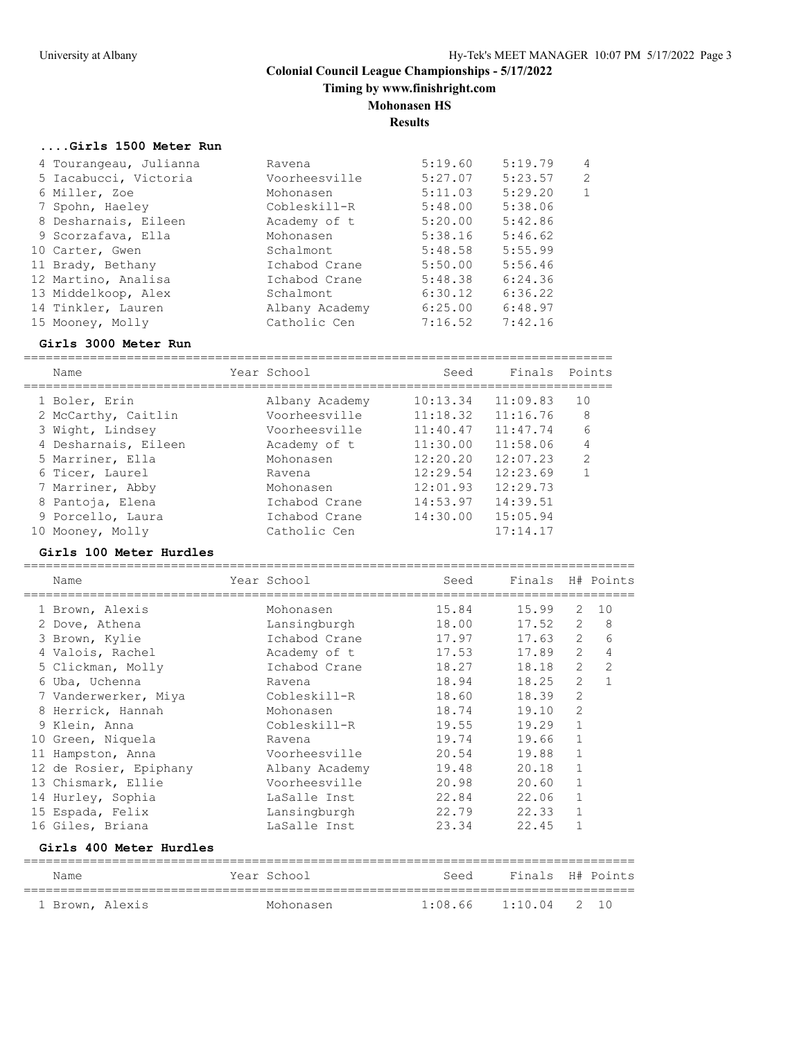# Colonial Council League Championships - 5/17/2022

**Timing by www.finishright.com**

**Mohonasen HS**

**Results**

### ....Girls 1500 Meter Run

| Name | Year | School | Seed | Finals | Points |
|---|---|---|---|---|---|
| 4 Tourangeau, Julianna | | Ravena | 5:19.60 | 5:19.79 | 4 |
| 5 Iacabucci, Victoria | | Voorheesville | 5:27.07 | 5:23.57 | 2 |
| 6 Miller, Zoe | | Mohonasen | 5:11.03 | 5:29.20 | 1 |
| 7 Spohn, Haeley | | Cobleskill-R | 5:48.00 | 5:38.06 | |
| 8 Desharnais, Eileen | | Academy of t | 5:20.00 | 5:42.86 | |
| 9 Scorzafava, Ella | | Mohonasen | 5:38.16 | 5:46.62 | |
| 10 Carter, Gwen | | Schalmont | 5:48.58 | 5:55.99 | |
| 11 Brady, Bethany | | Ichabod Crane | 5:50.00 | 5:56.46 | |
| 12 Martino, Analisa | | Ichabod Crane | 5:48.38 | 6:24.36 | |
| 13 Middelkoop, Alex | | Schalmont | 6:30.12 | 6:36.22 | |
| 14 Tinkler, Lauren | | Albany Academy | 6:25.00 | 6:48.97 | |
| 15 Mooney, Molly | | Catholic Cen | 7:16.52 | 7:42.16 | |

### Girls 3000 Meter Run

| Name | Year | School | Seed | Finals | Points |
|---|---|---|---|---|---|
| 1 Boler, Erin | | Albany Academy | 10:13.34 | 11:09.83 | 10 |
| 2 McCarthy, Caitlin | | Voorheesville | 11:18.32 | 11:16.76 | 8 |
| 3 Wight, Lindsey | | Voorheesville | 11:40.47 | 11:47.74 | 6 |
| 4 Desharnais, Eileen | | Academy of t | 11:30.00 | 11:58.06 | 4 |
| 5 Marriner, Ella | | Mohonasen | 12:20.20 | 12:07.23 | 2 |
| 6 Ticer, Laurel | | Ravena | 12:29.54 | 12:23.69 | 1 |
| 7 Marriner, Abby | | Mohonasen | 12:01.93 | 12:29.73 | |
| 8 Pantoja, Elena | | Ichabod Crane | 14:53.97 | 14:39.51 | |
| 9 Porcello, Laura | | Ichabod Crane | 14:30.00 | 15:05.94 | |
| 10 Mooney, Molly | | Catholic Cen | | 17:14.17 | |

### Girls 100 Meter Hurdles

| Name | Year | School | Seed | Finals | H# | Points |
|---|---|---|---|---|---|---|
| 1 Brown, Alexis | | Mohonasen | 15.84 | 15.99 | 2 | 10 |
| 2 Dove, Athena | | Lansingburgh | 18.00 | 17.52 | 2 | 8 |
| 3 Brown, Kylie | | Ichabod Crane | 17.97 | 17.63 | 2 | 6 |
| 4 Valois, Rachel | | Academy of t | 17.53 | 17.89 | 2 | 4 |
| 5 Clickman, Molly | | Ichabod Crane | 18.27 | 18.18 | 2 | 2 |
| 6 Uba, Uchenna | | Ravena | 18.94 | 18.25 | 2 | 1 |
| 7 Vanderwerker, Miya | | Cobleskill-R | 18.60 | 18.39 | 2 | |
| 8 Herrick, Hannah | | Mohonasen | 18.74 | 19.10 | 2 | |
| 9 Klein, Anna | | Cobleskill-R | 19.55 | 19.29 | 1 | |
| 10 Green, Niquela | | Ravena | 19.74 | 19.66 | 1 | |
| 11 Hampston, Anna | | Voorheesville | 20.54 | 19.88 | 1 | |
| 12 de Rosier, Epiphany | | Albany Academy | 19.48 | 20.18 | 1 | |
| 13 Chismark, Ellie | | Voorheesville | 20.98 | 20.60 | 1 | |
| 14 Hurley, Sophia | | LaSalle Inst | 22.84 | 22.06 | 1 | |
| 15 Espada, Felix | | Lansingburgh | 22.79 | 22.33 | 1 | |
| 16 Giles, Briana | | LaSalle Inst | 23.34 | 22.45 | 1 | |

### Girls 400 Meter Hurdles

| Name | Year | School | Seed | Finals | H# | Points |
|---|---|---|---|---|---|---|
| 1 Brown, Alexis | | Mohonasen | 1:08.66 | 1:10.04 | 2 | 10 |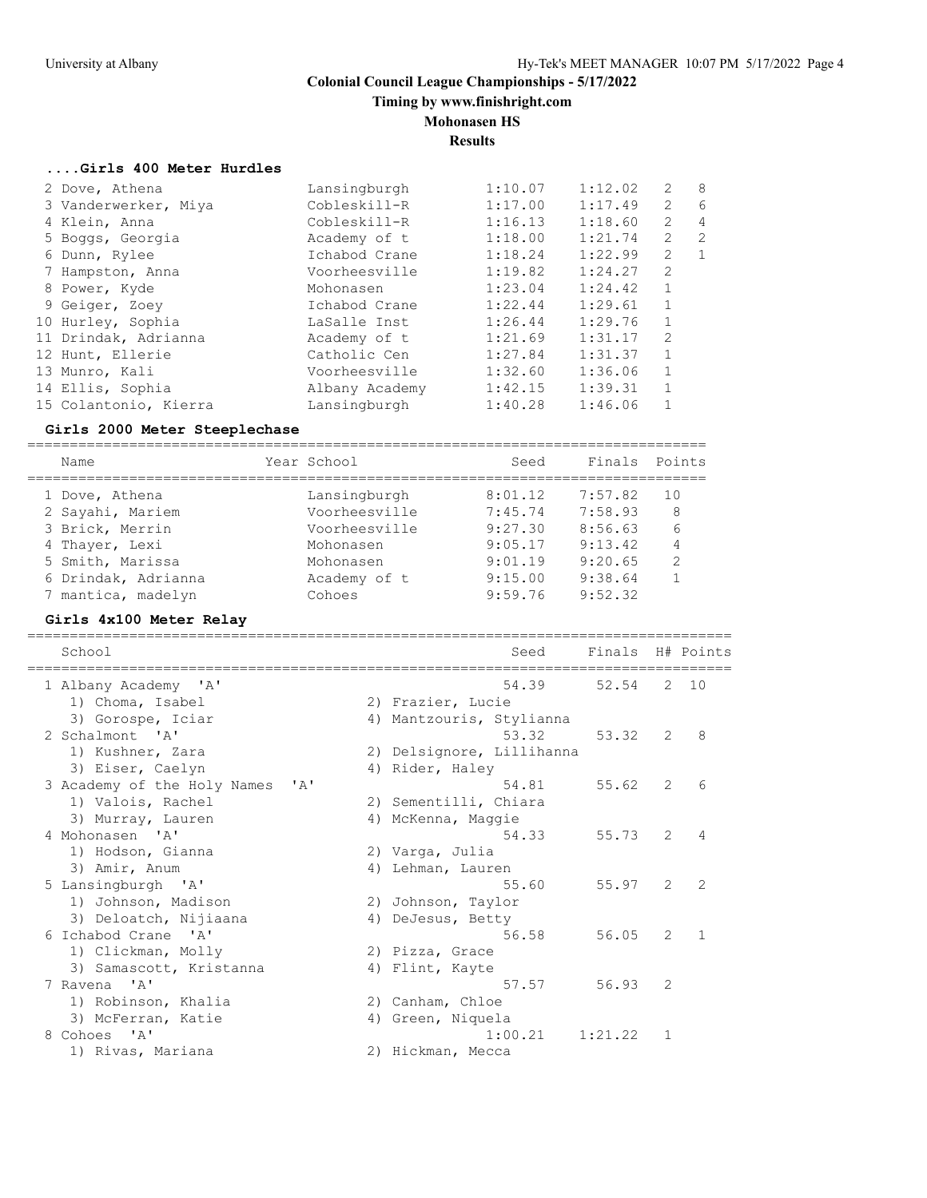## Colonial Council League Championships - 5/17/2022

**Timing by www.finishright.com**

**Mohonasen HS**

**Results**

### ....Girls 400 Meter Hurdles

| | Name | School | Seed | Finals | H# | Points |
|---|---|---|---|---|---|---|
| 2 | Dove, Athena | Lansingburgh | 1:10.07 | 1:12.02 | 2 | 8 |
| 3 | Vanderwerker, Miya | Cobleskill-R | 1:17.00 | 1:17.49 | 2 | 6 |
| 4 | Klein, Anna | Cobleskill-R | 1:16.13 | 1:18.60 | 2 | 4 |
| 5 | Boggs, Georgia | Academy of t | 1:18.00 | 1:21.74 | 2 | 2 |
| 6 | Dunn, Rylee | Ichabod Crane | 1:18.24 | 1:22.99 | 2 | 1 |
| 7 | Hampston, Anna | Voorheesville | 1:19.82 | 1:24.27 | 2 | |
| 8 | Power, Kyde | Mohonasen | 1:23.04 | 1:24.42 | 1 | |
| 9 | Geiger, Zoey | Ichabod Crane | 1:22.44 | 1:29.61 | 1 | |
| 10 | Hurley, Sophia | LaSalle Inst | 1:26.44 | 1:29.76 | 1 | |
| 11 | Drindak, Adrianna | Academy of t | 1:21.69 | 1:31.17 | 2 | |
| 12 | Hunt, Ellerie | Catholic Cen | 1:27.84 | 1:31.37 | 1 | |
| 13 | Munro, Kali | Voorheesville | 1:32.60 | 1:36.06 | 1 | |
| 14 | Ellis, Sophia | Albany Academy | 1:42.15 | 1:39.31 | 1 | |
| 15 | Colantonio, Kierra | Lansingburgh | 1:40.28 | 1:46.06 | 1 | |

### Girls 2000 Meter Steeplechase

| | Name | Year School | Seed | Finals | Points |
|---|---|---|---|---|---|
| 1 | Dove, Athena | Lansingburgh | 8:01.12 | 7:57.82 | 10 |
| 2 | Sayahi, Mariem | Voorheesville | 7:45.74 | 7:58.93 | 8 |
| 3 | Brick, Merrin | Voorheesville | 9:27.30 | 8:56.63 | 6 |
| 4 | Thayer, Lexi | Mohonasen | 9:05.17 | 9:13.42 | 4 |
| 5 | Smith, Marissa | Mohonasen | 9:01.19 | 9:20.65 | 2 |
| 6 | Drindak, Adrianna | Academy of t | 9:15.00 | 9:38.64 | 1 |
| 7 | mantica, madelyn | Cohoes | 9:59.76 | 9:52.32 | |

### Girls 4x100 Meter Relay

| | School | Seed | Finals | H# | Points |
|---|---|---|---|---|---|
| 1 | Albany Academy 'A' | 54.39 | 52.54 | 2 | 10 |
| | 1) Choma, Isabel 2) Frazier, Lucie 3) Gorospe, Iciar 4) Mantzouris, Stylianna | | | | |
| 2 | Schalmont 'A' | 53.32 | 53.32 | 2 | 8 |
| | 1) Kushner, Zara 2) Delsignore, Lillihanna 3) Eiser, Caelyn 4) Rider, Haley | | | | |
| 3 | Academy of the Holy Names 'A' | 54.81 | 55.62 | 2 | 6 |
| | 1) Valois, Rachel 2) Sementilli, Chiara 3) Murray, Lauren 4) McKenna, Maggie | | | | |
| 4 | Mohonasen 'A' | 54.33 | 55.73 | 2 | 4 |
| | 1) Hodson, Gianna 2) Varga, Julia 3) Amir, Anum 4) Lehman, Lauren | | | | |
| 5 | Lansingburgh 'A' | 55.60 | 55.97 | 2 | 2 |
| | 1) Johnson, Madison 2) Johnson, Taylor 3) Deloatch, Nijiaana 4) DeJesus, Betty | | | | |
| 6 | Ichabod Crane 'A' | 56.58 | 56.05 | 2 | 1 |
| | 1) Clickman, Molly 2) Pizza, Grace 3) Samascott, Kristanna 4) Flint, Kayte | | | | |
| 7 | Ravena 'A' | 57.57 | 56.93 | 2 | |
| | 1) Robinson, Khalia 2) Canham, Chloe 3) McFerran, Katie 4) Green, Niquela | | | | |
| 8 | Cohoes 'A' | 1:00.21 | 1:21.22 | 1 | |
| | 1) Rivas, Mariana 2) Hickman, Mecca | | | | |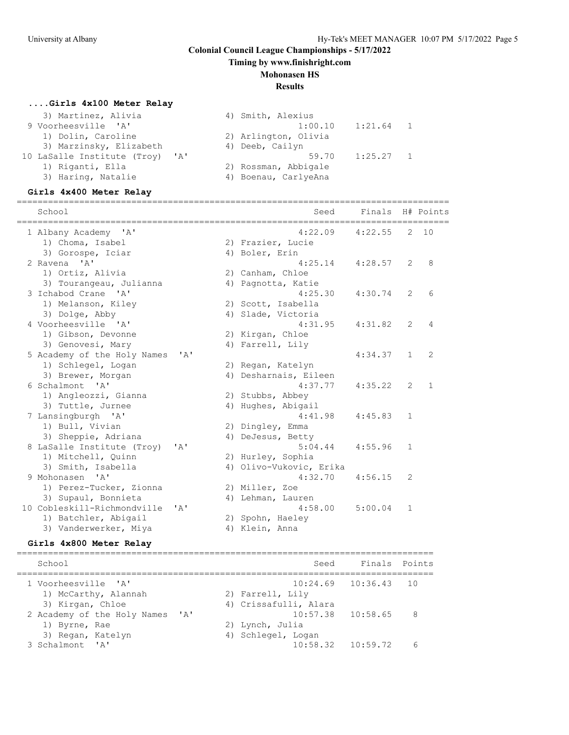# Colonial Council League Championships - 5/17/2022

**Timing by www.finishright.com**

**Mohonasen HS**

**Results**

### ....Girls 4x100 Meter Relay

| Place | School | Seed | Finals | H# | Points |
|---|---|---|---|---|---|
| | 3) Martinez, Alivia / 4) Smith, Alexius | | | | |
| 9 | Voorheesville 'A' | 1:00.10 | 1:21.64 | 1 | |
| | 1) Dolin, Caroline / 2) Arlington, Olivia / 3) Marzinsky, Elizabeth / 4) Deeb, Cailyn | | | | |
| 10 | LaSalle Institute (Troy) 'A' | 59.70 | 1:25.27 | 1 | |
| | 1) Riganti, Ella / 2) Rossman, Abbigale / 3) Haring, Natalie / 4) Boenau, CarlyeAna | | | | |

### Girls 4x400 Meter Relay

| Place | School | Seed | Finals | H# | Points |
|---|---|---|---|---|---|
| 1 | Albany Academy 'A' | 4:22.09 | 4:22.55 | 2 | 10 |
| | 1) Choma, Isabel / 2) Frazier, Lucie / 3) Gorospe, Iciar / 4) Boler, Erin | | | | |
| 2 | Ravena 'A' | 4:25.14 | 4:28.57 | 2 | 8 |
| | 1) Ortiz, Alivia / 2) Canham, Chloe / 3) Tourangeau, Julianna / 4) Pagnotta, Katie | | | | |
| 3 | Ichabod Crane 'A' | 4:25.30 | 4:30.74 | 2 | 6 |
| | 1) Melanson, Kiley / 2) Scott, Isabella / 3) Dolge, Abby / 4) Slade, Victoria | | | | |
| 4 | Voorheesville 'A' | 4:31.95 | 4:31.82 | 2 | 4 |
| | 1) Gibson, Devonne / 2) Kirgan, Chloe / 3) Genovesi, Mary / 4) Farrell, Lily | | | | |
| 5 | Academy of the Holy Names 'A' | | 4:34.37 | 1 | 2 |
| | 1) Schlegel, Logan / 2) Regan, Katelyn / 3) Brewer, Morgan / 4) Desharnais, Eileen | | | | |
| 6 | Schalmont 'A' | 4:37.77 | 4:35.22 | 2 | 1 |
| | 1) Angleozzi, Gianna / 2) Stubbs, Abbey / 3) Tuttle, Jurnee / 4) Hughes, Abigail | | | | |
| 7 | Lansingburgh 'A' | 4:41.98 | 4:45.83 | 1 | |
| | 1) Bull, Vivian / 2) Dingley, Emma / 3) Sheppie, Adriana / 4) DeJesus, Betty | | | | |
| 8 | LaSalle Institute (Troy) 'A' | 5:04.44 | 4:55.96 | 1 | |
| | 1) Mitchell, Quinn / 2) Hurley, Sophia / 3) Smith, Isabella / 4) Olivo-Vukovic, Erika | | | | |
| 9 | Mohonasen 'A' | 4:32.70 | 4:56.15 | 2 | |
| | 1) Perez-Tucker, Zionna / 2) Miller, Zoe / 3) Supaul, Bonnieta / 4) Lehman, Lauren | | | | |
| 10 | Cobleskill-Richmondville 'A' | 4:58.00 | 5:00.04 | 1 | |
| | 1) Batchler, Abigail / 2) Spohn, Haeley / 3) Vanderwerker, Miya / 4) Klein, Anna | | | | |

### Girls 4x800 Meter Relay

| Place | School | Seed | Finals | Points |
|---|---|---|---|---|
| 1 | Voorheesville 'A' | 10:24.69 | 10:36.43 | 10 |
| | 1) McCarthy, Alannah / 2) Farrell, Lily / 3) Kirgan, Chloe / 4) Crissafulli, Alara | | | |
| 2 | Academy of the Holy Names 'A' | 10:57.38 | 10:58.65 | 8 |
| | 1) Byrne, Rae / 2) Lynch, Julia / 3) Regan, Katelyn / 4) Schlegel, Logan | | | |
| 3 | Schalmont 'A' | 10:58.32 | 10:59.72 | 6 |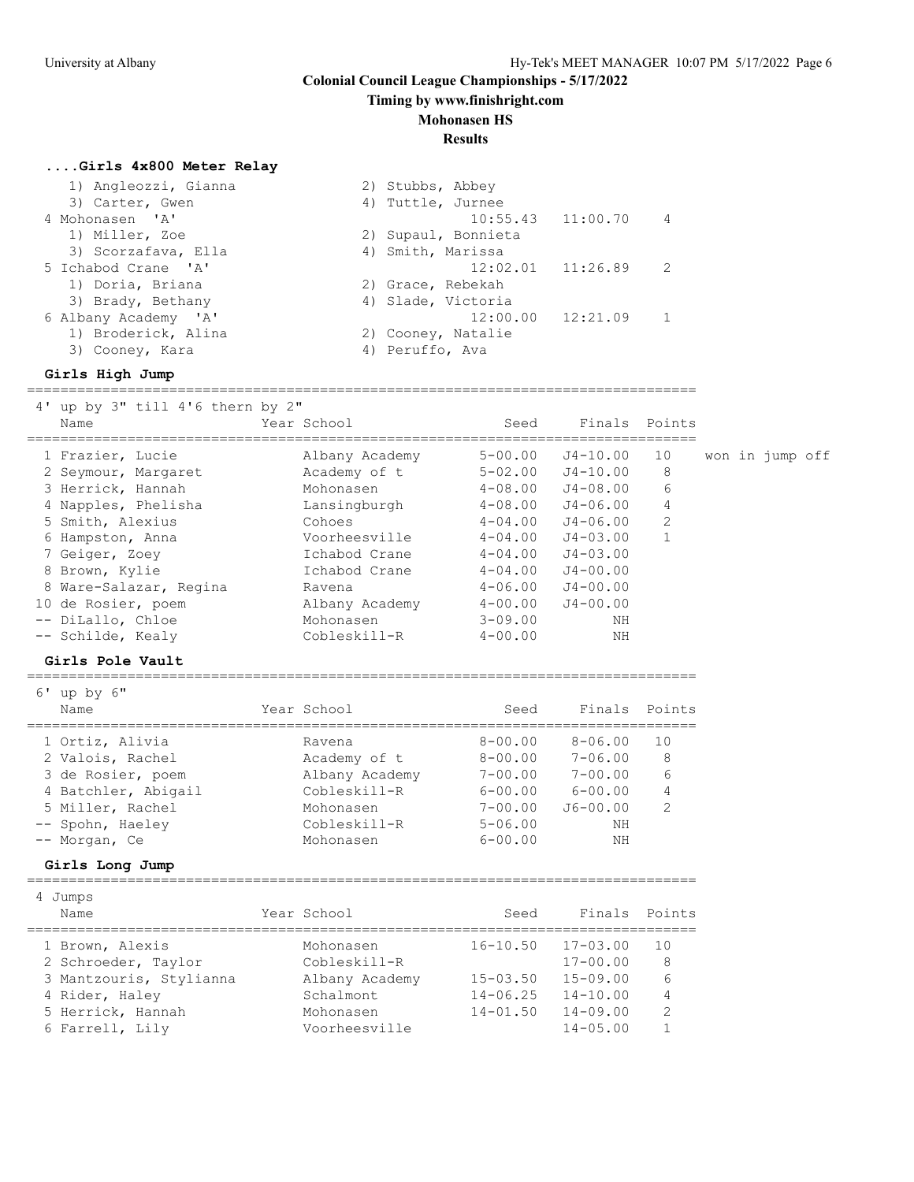# Colonial Council League Championships - 5/17/2022

**Timing by www.finishright.com**

**Mohonasen HS**

**Results**

### ....Girls 4x800 Meter Relay

| Team | Seed | Finals | Points |
|---|---|---|---|
| 1) Angleozzi, Gianna; 2) Stubbs, Abbey; 3) Carter, Gwen; 4) Tuttle, Jurnee | | | |
| 4 Mohonasen 'A' | 10:55.43 | 11:00.70 | 4 |
| 1) Miller, Zoe; 2) Supaul, Bonnieta; 3) Scorzafava, Ella; 4) Smith, Marissa | | | |
| 5 Ichabod Crane 'A' | 12:02.01 | 11:26.89 | 2 |
| 1) Doria, Briana; 2) Grace, Rebekah; 3) Brady, Bethany; 4) Slade, Victoria | | | |
| 6 Albany Academy 'A' | 12:00.00 | 12:21.09 | 1 |
| 1) Broderick, Alina; 2) Cooney, Natalie; 3) Cooney, Kara; 4) Peruffo, Ava | | | |

### Girls High Jump

4' up by 3" till 4'6 thern by 2"

| Place | Name | Year | School | Seed | Finals | Points | |
|---|---|---|---|---|---|---|---|
| 1 | Frazier, Lucie | | Albany Academy | 5-00.00 | J4-10.00 | 10 | won in jump off |
| 2 | Seymour, Margaret | | Academy of t | 5-02.00 | J4-10.00 | 8 | |
| 3 | Herrick, Hannah | | Mohonasen | 4-08.00 | J4-08.00 | 6 | |
| 4 | Napples, Phelisha | | Lansingburgh | 4-08.00 | J4-06.00 | 4 | |
| 5 | Smith, Alexius | | Cohoes | 4-04.00 | J4-06.00 | 2 | |
| 6 | Hampston, Anna | | Voorheesville | 4-04.00 | J4-03.00 | 1 | |
| 7 | Geiger, Zoey | | Ichabod Crane | 4-04.00 | J4-03.00 | | |
| 8 | Brown, Kylie | | Ichabod Crane | 4-04.00 | J4-00.00 | | |
| 8 | Ware-Salazar, Regina | | Ravena | 4-06.00 | J4-00.00 | | |
| 10 | de Rosier, poem | | Albany Academy | 4-00.00 | J4-00.00 | | |
| -- | DiLallo, Chloe | | Mohonasen | 3-09.00 | NH | | |
| -- | Schilde, Kealy | | Cobleskill-R | 4-00.00 | NH | | |

### Girls Pole Vault

6' up by 6"

| Place | Name | Year | School | Seed | Finals | Points |
|---|---|---|---|---|---|---|
| 1 | Ortiz, Alivia | | Ravena | 8-00.00 | 8-06.00 | 10 |
| 2 | Valois, Rachel | | Academy of t | 8-00.00 | 7-06.00 | 8 |
| 3 | de Rosier, poem | | Albany Academy | 7-00.00 | 7-00.00 | 6 |
| 4 | Batchler, Abigail | | Cobleskill-R | 6-00.00 | 6-00.00 | 4 |
| 5 | Miller, Rachel | | Mohonasen | 7-00.00 | J6-00.00 | 2 |
| -- | Spohn, Haeley | | Cobleskill-R | 5-06.00 | NH | |
| -- | Morgan, Ce | | Mohonasen | 6-00.00 | NH | |

### Girls Long Jump

4 Jumps

| Place | Name | Year | School | Seed | Finals | Points |
|---|---|---|---|---|---|---|
| 1 | Brown, Alexis | | Mohonasen | 16-10.50 | 17-03.00 | 10 |
| 2 | Schroeder, Taylor | | Cobleskill-R | | 17-00.00 | 8 |
| 3 | Mantzouris, Stylianna | | Albany Academy | 15-03.50 | 15-09.00 | 6 |
| 4 | Rider, Haley | | Schalmont | 14-06.25 | 14-10.00 | 4 |
| 5 | Herrick, Hannah | | Mohonasen | 14-01.50 | 14-09.00 | 2 |
| 6 | Farrell, Lily | | Voorheesville | | 14-05.00 | 1 |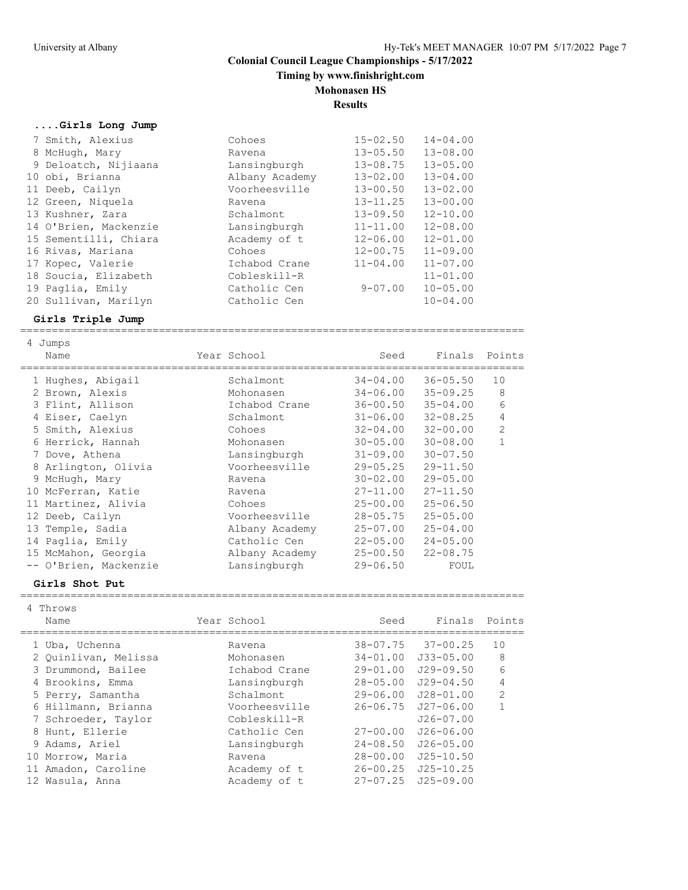# Colonial Council League Championships - 5/17/2022

**Timing by www.finishright.com**

**Mohonasen HS**

**Results**

### ....Girls Long Jump

| Place | Name | Year | School | Seed | Finals | Points |
|---|---|---|---|---|---|---|
| 7 | Smith, Alexius | | Cohoes | 15-02.50 | 14-04.00 | |
| 8 | McHugh, Mary | | Ravena | 13-05.50 | 13-08.00 | |
| 9 | Deloatch, Nijiaana | | Lansingburgh | 13-08.75 | 13-05.00 | |
| 10 | obi, Brianna | | Albany Academy | 13-02.00 | 13-04.00 | |
| 11 | Deeb, Cailyn | | Voorheesville | 13-00.50 | 13-02.00 | |
| 12 | Green, Niquela | | Ravena | 13-11.25 | 13-00.00 | |
| 13 | Kushner, Zara | | Schalmont | 13-09.50 | 12-10.00 | |
| 14 | O'Brien, Mackenzie | | Lansingburgh | 11-11.00 | 12-08.00 | |
| 15 | Sementilli, Chiara | | Academy of t | 12-06.00 | 12-01.00 | |
| 16 | Rivas, Mariana | | Cohoes | 12-00.75 | 11-09.00 | |
| 17 | Kopec, Valerie | | Ichabod Crane | 11-04.00 | 11-07.00 | |
| 18 | Soucia, Elizabeth | | Cobleskill-R | | 11-01.00 | |
| 19 | Paglia, Emily | | Catholic Cen | 9-07.00 | 10-05.00 | |
| 20 | Sullivan, Marilyn | | Catholic Cen | | 10-04.00 | |

### Girls Triple Jump

4 Jumps

| Place | Name | Year | School | Seed | Finals | Points |
|---|---|---|---|---|---|---|
| 1 | Hughes, Abigail | | Schalmont | 34-04.00 | 36-05.50 | 10 |
| 2 | Brown, Alexis | | Mohonasen | 34-06.00 | 35-09.25 | 8 |
| 3 | Flint, Allison | | Ichabod Crane | 36-00.50 | 35-04.00 | 6 |
| 4 | Eiser, Caelyn | | Schalmont | 31-06.00 | 32-08.25 | 4 |
| 5 | Smith, Alexius | | Cohoes | 32-04.00 | 32-00.00 | 2 |
| 6 | Herrick, Hannah | | Mohonasen | 30-05.00 | 30-08.00 | 1 |
| 7 | Dove, Athena | | Lansingburgh | 31-09.00 | 30-07.50 | |
| 8 | Arlington, Olivia | | Voorheesville | 29-05.25 | 29-11.50 | |
| 9 | McHugh, Mary | | Ravena | 30-02.00 | 29-05.00 | |
| 10 | McFerran, Katie | | Ravena | 27-11.00 | 27-11.50 | |
| 11 | Martinez, Alivia | | Cohoes | 25-00.00 | 25-06.50 | |
| 12 | Deeb, Cailyn | | Voorheesville | 28-05.75 | 25-05.00 | |
| 13 | Temple, Sadia | | Albany Academy | 25-07.00 | 25-04.00 | |
| 14 | Paglia, Emily | | Catholic Cen | 22-05.00 | 24-05.00 | |
| 15 | McMahon, Georgia | | Albany Academy | 25-00.50 | 22-08.75 | |
| -- | O'Brien, Mackenzie | | Lansingburgh | 29-06.50 | FOUL | |

### Girls Shot Put

4 Throws

| Place | Name | Year | School | Seed | Finals | Points |
|---|---|---|---|---|---|---|
| 1 | Uba, Uchenna | | Ravena | 38-07.75 | 37-00.25 | 10 |
| 2 | Quinlivan, Melissa | | Mohonasen | 34-01.00 | J33-05.00 | 8 |
| 3 | Drummond, Bailee | | Ichabod Crane | 29-01.00 | J29-09.50 | 6 |
| 4 | Brookins, Emma | | Lansingburgh | 28-05.00 | J29-04.50 | 4 |
| 5 | Perry, Samantha | | Schalmont | 29-06.00 | J28-01.00 | 2 |
| 6 | Hillmann, Brianna | | Voorheesville | 26-06.75 | J27-06.00 | 1 |
| 7 | Schroeder, Taylor | | Cobleskill-R | | J26-07.00 | |
| 8 | Hunt, Ellerie | | Catholic Cen | 27-00.00 | J26-06.00 | |
| 9 | Adams, Ariel | | Lansingburgh | 24-08.50 | J26-05.00 | |
| 10 | Morrow, Maria | | Ravena | 28-00.00 | J25-10.50 | |
| 11 | Amadon, Caroline | | Academy of t | 26-00.25 | J25-10.25 | |
| 12 | Wasula, Anna | | Academy of t | 27-07.25 | J25-09.00 | |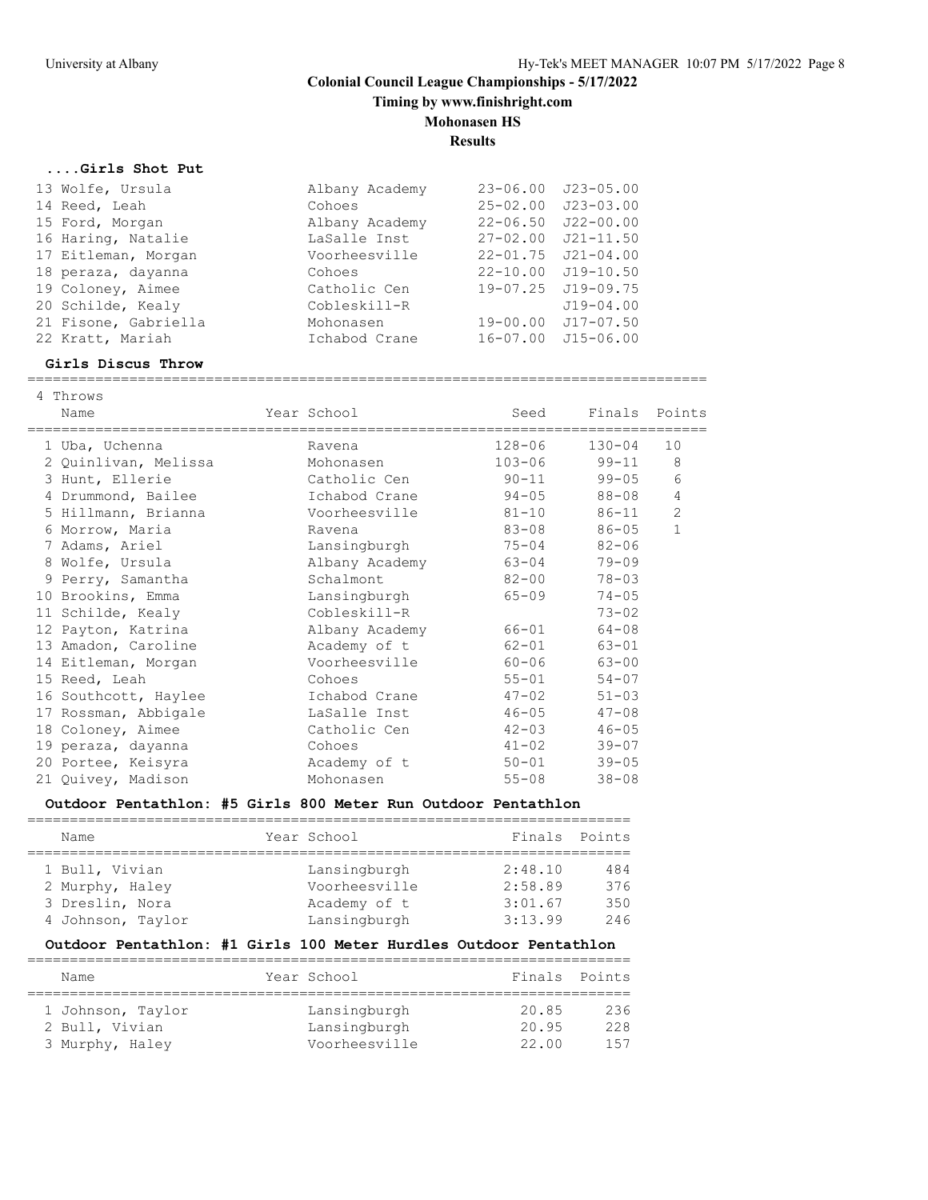## Colonial Council League Championships - 5/17/2022

**Timing by www.finishright.com**

**Mohonasen HS**

**Results**

### ....Girls Shot Put

| Place | Name | Year | School | Seed | Finals |
|---|---|---|---|---|---|
| 13 | Wolfe, Ursula | | Albany Academy | 23-06.00 | J23-05.00 |
| 14 | Reed, Leah | | Cohoes | 25-02.00 | J23-03.00 |
| 15 | Ford, Morgan | | Albany Academy | 22-06.50 | J22-00.00 |
| 16 | Haring, Natalie | | LaSalle Inst | 27-02.00 | J21-11.50 |
| 17 | Eitleman, Morgan | | Voorheesville | 22-01.75 | J21-04.00 |
| 18 | peraza, dayanna | | Cohoes | 22-10.00 | J19-10.50 |
| 19 | Coloney, Aimee | | Catholic Cen | 19-07.25 | J19-09.75 |
| 20 | Schilde, Kealy | | Cobleskill-R | | J19-04.00 |
| 21 | Fisone, Gabriella | | Mohonasen | 19-00.00 | J17-07.50 |
| 22 | Kratt, Mariah | | Ichabod Crane | 16-07.00 | J15-06.00 |

### Girls Discus Throw

4 Throws

| Place | Name | Year | School | Seed | Finals | Points |
|---|---|---|---|---|---|---|
| 1 | Uba, Uchenna | | Ravena | 128-06 | 130-04 | 10 |
| 2 | Quinlivan, Melissa | | Mohonasen | 103-06 | 99-11 | 8 |
| 3 | Hunt, Ellerie | | Catholic Cen | 90-11 | 99-05 | 6 |
| 4 | Drummond, Bailee | | Ichabod Crane | 94-05 | 88-08 | 4 |
| 5 | Hillmann, Brianna | | Voorheesville | 81-10 | 86-11 | 2 |
| 6 | Morrow, Maria | | Ravena | 83-08 | 86-05 | 1 |
| 7 | Adams, Ariel | | Lansingburgh | 75-04 | 82-06 | |
| 8 | Wolfe, Ursula | | Albany Academy | 63-04 | 79-09 | |
| 9 | Perry, Samantha | | Schalmont | 82-00 | 78-03 | |
| 10 | Brookins, Emma | | Lansingburgh | 65-09 | 74-05 | |
| 11 | Schilde, Kealy | | Cobleskill-R | | 73-02 | |
| 12 | Payton, Katrina | | Albany Academy | 66-01 | 64-08 | |
| 13 | Amadon, Caroline | | Academy of t | 62-01 | 63-01 | |
| 14 | Eitleman, Morgan | | Voorheesville | 60-06 | 63-00 | |
| 15 | Reed, Leah | | Cohoes | 55-01 | 54-07 | |
| 16 | Southcott, Haylee | | Ichabod Crane | 47-02 | 51-03 | |
| 17 | Rossman, Abbigale | | LaSalle Inst | 46-05 | 47-08 | |
| 18 | Coloney, Aimee | | Catholic Cen | 42-03 | 46-05 | |
| 19 | peraza, dayanna | | Cohoes | 41-02 | 39-07 | |
| 20 | Portee, Keisyra | | Academy of t | 50-01 | 39-05 | |
| 21 | Quivey, Madison | | Mohonasen | 55-08 | 38-08 | |

### Outdoor Pentathlon: #5 Girls 800 Meter Run Outdoor Pentathlon

| Place | Name | Year | School | Finals | Points |
|---|---|---|---|---|---|
| 1 | Bull, Vivian | | Lansingburgh | 2:48.10 | 484 |
| 2 | Murphy, Haley | | Voorheesville | 2:58.89 | 376 |
| 3 | Dreslin, Nora | | Academy of t | 3:01.67 | 350 |
| 4 | Johnson, Taylor | | Lansingburgh | 3:13.99 | 246 |

### Outdoor Pentathlon: #1 Girls 100 Meter Hurdles Outdoor Pentathlon

| Place | Name | Year | School | Finals | Points |
|---|---|---|---|---|---|
| 1 | Johnson, Taylor | | Lansingburgh | 20.85 | 236 |
| 2 | Bull, Vivian | | Lansingburgh | 20.95 | 228 |
| 3 | Murphy, Haley | | Voorheesville | 22.00 | 157 |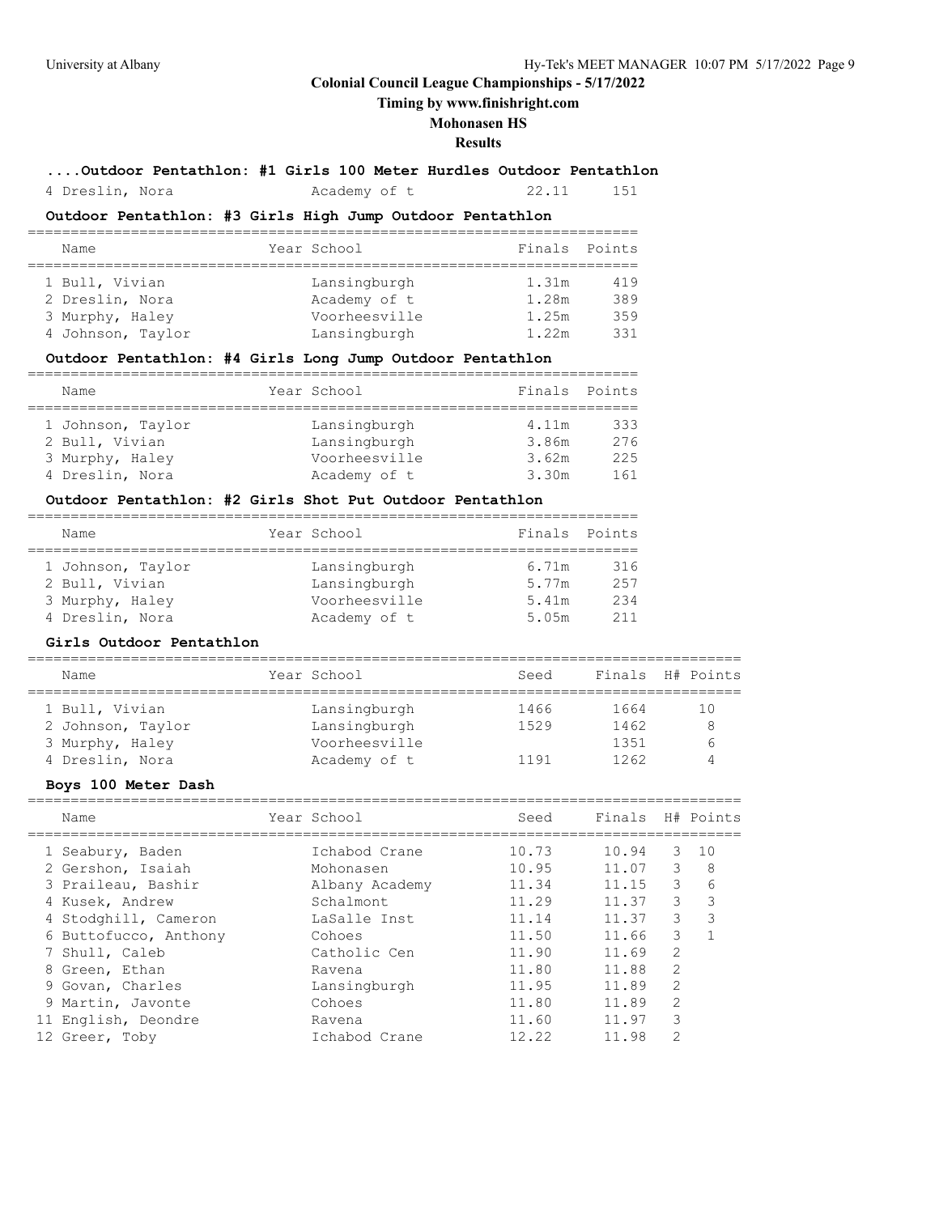## Colonial Council League Championships - 5/17/2022

**Timing by www.finishright.com**

**Mohonasen HS**

**Results**

### ....Outdoor Pentathlon: #1 Girls 100 Meter Hurdles Outdoor Pentathlon

| Name | Year | School | Finals | Points |
|---|---|---|---|---|
| 4 Dreslin, Nora | | Academy of t | 22.11 | 151 |

### Outdoor Pentathlon: #3 Girls High Jump Outdoor Pentathlon

| Name | Year | School | Finals | Points |
|---|---|---|---|---|
| 1 Bull, Vivian | | Lansingburgh | 1.31m | 419 |
| 2 Dreslin, Nora | | Academy of t | 1.28m | 389 |
| 3 Murphy, Haley | | Voorheesville | 1.25m | 359 |
| 4 Johnson, Taylor | | Lansingburgh | 1.22m | 331 |

### Outdoor Pentathlon: #4 Girls Long Jump Outdoor Pentathlon

| Name | Year | School | Finals | Points |
|---|---|---|---|---|
| 1 Johnson, Taylor | | Lansingburgh | 4.11m | 333 |
| 2 Bull, Vivian | | Lansingburgh | 3.86m | 276 |
| 3 Murphy, Haley | | Voorheesville | 3.62m | 225 |
| 4 Dreslin, Nora | | Academy of t | 3.30m | 161 |

### Outdoor Pentathlon: #2 Girls Shot Put Outdoor Pentathlon

| Name | Year | School | Finals | Points |
|---|---|---|---|---|
| 1 Johnson, Taylor | | Lansingburgh | 6.71m | 316 |
| 2 Bull, Vivian | | Lansingburgh | 5.77m | 257 |
| 3 Murphy, Haley | | Voorheesville | 5.41m | 234 |
| 4 Dreslin, Nora | | Academy of t | 5.05m | 211 |

### Girls Outdoor Pentathlon

| Name | Year | School | Seed | Finals | H# | Points |
|---|---|---|---|---|---|---|
| 1 Bull, Vivian | | Lansingburgh | 1466 | 1664 | | 10 |
| 2 Johnson, Taylor | | Lansingburgh | 1529 | 1462 | | 8 |
| 3 Murphy, Haley | | Voorheesville | | 1351 | | 6 |
| 4 Dreslin, Nora | | Academy of t | 1191 | 1262 | | 4 |

### Boys 100 Meter Dash

| Name | Year | School | Seed | Finals | H# | Points |
|---|---|---|---|---|---|---|
| 1 Seabury, Baden | | Ichabod Crane | 10.73 | 10.94 | 3 | 10 |
| 2 Gershon, Isaiah | | Mohonasen | 10.95 | 11.07 | 3 | 8 |
| 3 Praileau, Bashir | | Albany Academy | 11.34 | 11.15 | 3 | 6 |
| 4 Kusek, Andrew | | Schalmont | 11.29 | 11.37 | 3 | 3 |
| 4 Stodghill, Cameron | | LaSalle Inst | 11.14 | 11.37 | 3 | 3 |
| 6 Buttofucco, Anthony | | Cohoes | 11.50 | 11.66 | 3 | 1 |
| 7 Shull, Caleb | | Catholic Cen | 11.90 | 11.69 | 2 | |
| 8 Green, Ethan | | Ravena | 11.80 | 11.88 | 2 | |
| 9 Govan, Charles | | Lansingburgh | 11.95 | 11.89 | 2 | |
| 9 Martin, Javonte | | Cohoes | 11.80 | 11.89 | 2 | |
| 11 English, Deondre | | Ravena | 11.60 | 11.97 | 3 | |
| 12 Greer, Toby | | Ichabod Crane | 12.22 | 11.98 | 2 | |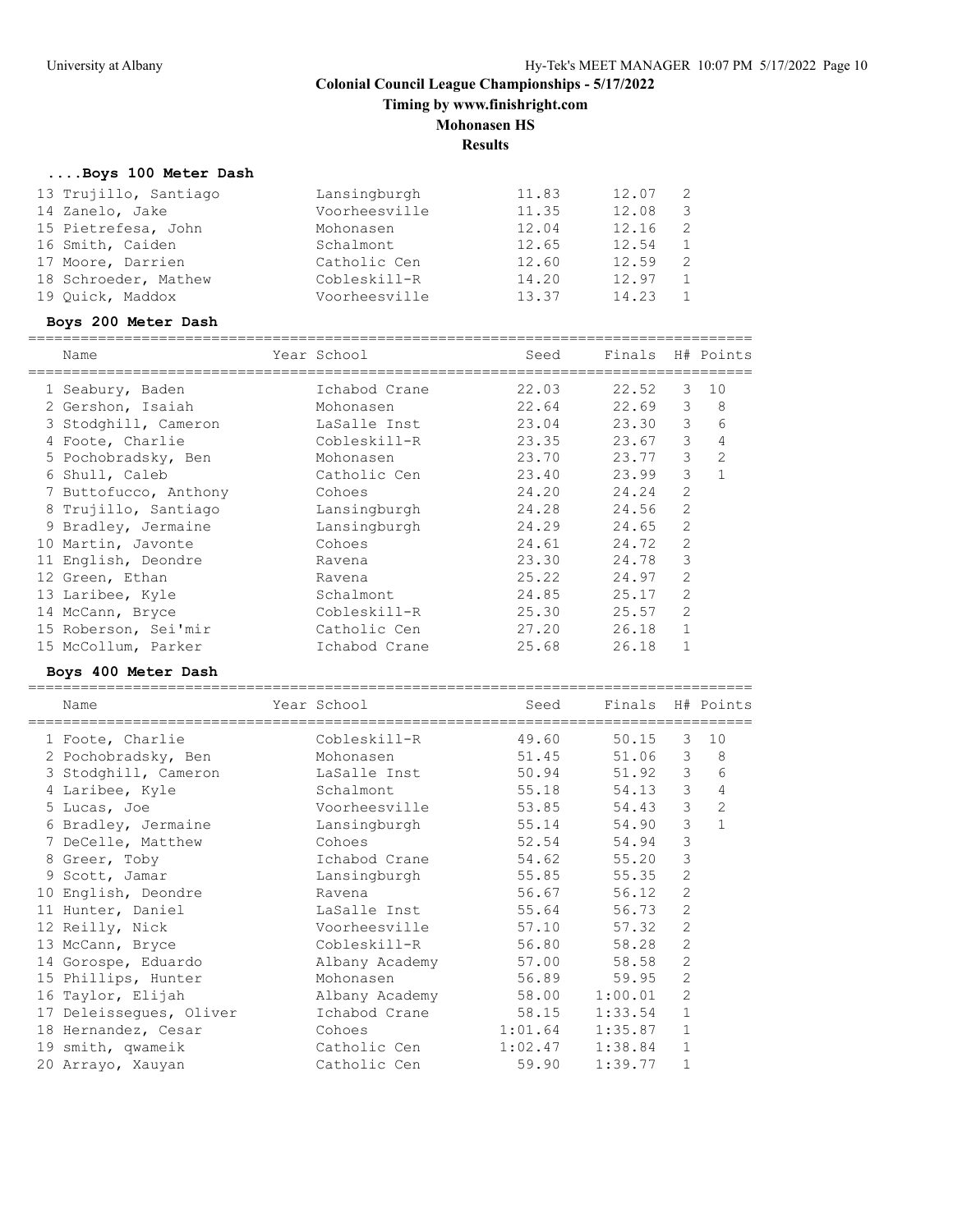# Colonial Council League Championships - 5/17/2022

**Timing by www.finishright.com**

**Mohonasen HS**

**Results**

### ....Boys 100 Meter Dash

| Name | Year School | Seed | Finals | H# | Points |
|---|---|---|---|---|---|
| 13 Trujillo, Santiago | Lansingburgh | 11.83 | 12.07 | 2 | |
| 14 Zanelo, Jake | Voorheesville | 11.35 | 12.08 | 3 | |
| 15 Pietrefesa, John | Mohonasen | 12.04 | 12.16 | 2 | |
| 16 Smith, Caiden | Schalmont | 12.65 | 12.54 | 1 | |
| 17 Moore, Darrien | Catholic Cen | 12.60 | 12.59 | 2 | |
| 18 Schroeder, Mathew | Cobleskill-R | 14.20 | 12.97 | 1 | |
| 19 Quick, Maddox | Voorheesville | 13.37 | 14.23 | 1 | |

### Boys 200 Meter Dash

| Name | Year School | Seed | Finals | H# | Points |
|---|---|---|---|---|---|
| 1 Seabury, Baden | Ichabod Crane | 22.03 | 22.52 | 3 | 10 |
| 2 Gershon, Isaiah | Mohonasen | 22.64 | 22.69 | 3 | 8 |
| 3 Stodghill, Cameron | LaSalle Inst | 23.04 | 23.30 | 3 | 6 |
| 4 Foote, Charlie | Cobleskill-R | 23.35 | 23.67 | 3 | 4 |
| 5 Pochobradsky, Ben | Mohonasen | 23.70 | 23.77 | 3 | 2 |
| 6 Shull, Caleb | Catholic Cen | 23.40 | 23.99 | 3 | 1 |
| 7 Buttofucco, Anthony | Cohoes | 24.20 | 24.24 | 2 | |
| 8 Trujillo, Santiago | Lansingburgh | 24.28 | 24.56 | 2 | |
| 9 Bradley, Jermaine | Lansingburgh | 24.29 | 24.65 | 2 | |
| 10 Martin, Javonte | Cohoes | 24.61 | 24.72 | 2 | |
| 11 English, Deondre | Ravena | 23.30 | 24.78 | 3 | |
| 12 Green, Ethan | Ravena | 25.22 | 24.97 | 2 | |
| 13 Laribee, Kyle | Schalmont | 24.85 | 25.17 | 2 | |
| 14 McCann, Bryce | Cobleskill-R | 25.30 | 25.57 | 2 | |
| 15 Roberson, Sei'mir | Catholic Cen | 27.20 | 26.18 | 1 | |
| 15 McCollum, Parker | Ichabod Crane | 25.68 | 26.18 | 1 | |

### Boys 400 Meter Dash

| Name | Year School | Seed | Finals | H# | Points |
|---|---|---|---|---|---|
| 1 Foote, Charlie | Cobleskill-R | 49.60 | 50.15 | 3 | 10 |
| 2 Pochobradsky, Ben | Mohonasen | 51.45 | 51.06 | 3 | 8 |
| 3 Stodghill, Cameron | LaSalle Inst | 50.94 | 51.92 | 3 | 6 |
| 4 Laribee, Kyle | Schalmont | 55.18 | 54.13 | 3 | 4 |
| 5 Lucas, Joe | Voorheesville | 53.85 | 54.43 | 3 | 2 |
| 6 Bradley, Jermaine | Lansingburgh | 55.14 | 54.90 | 3 | 1 |
| 7 DeCelle, Matthew | Cohoes | 52.54 | 54.94 | 3 | |
| 8 Greer, Toby | Ichabod Crane | 54.62 | 55.20 | 3 | |
| 9 Scott, Jamar | Lansingburgh | 55.85 | 55.35 | 2 | |
| 10 English, Deondre | Ravena | 56.67 | 56.12 | 2 | |
| 11 Hunter, Daniel | LaSalle Inst | 55.64 | 56.73 | 2 | |
| 12 Reilly, Nick | Voorheesville | 57.10 | 57.32 | 2 | |
| 13 McCann, Bryce | Cobleskill-R | 56.80 | 58.28 | 2 | |
| 14 Gorospe, Eduardo | Albany Academy | 57.00 | 58.58 | 2 | |
| 15 Phillips, Hunter | Mohonasen | 56.89 | 59.95 | 2 | |
| 16 Taylor, Elijah | Albany Academy | 58.00 | 1:00.01 | 2 | |
| 17 Deleissegues, Oliver | Ichabod Crane | 58.15 | 1:33.54 | 1 | |
| 18 Hernandez, Cesar | Cohoes | 1:01.64 | 1:35.87 | 1 | |
| 19 smith, qwameik | Catholic Cen | 1:02.47 | 1:38.84 | 1 | |
| 20 Arrayo, Xauyan | Catholic Cen | 59.90 | 1:39.77 | 1 | |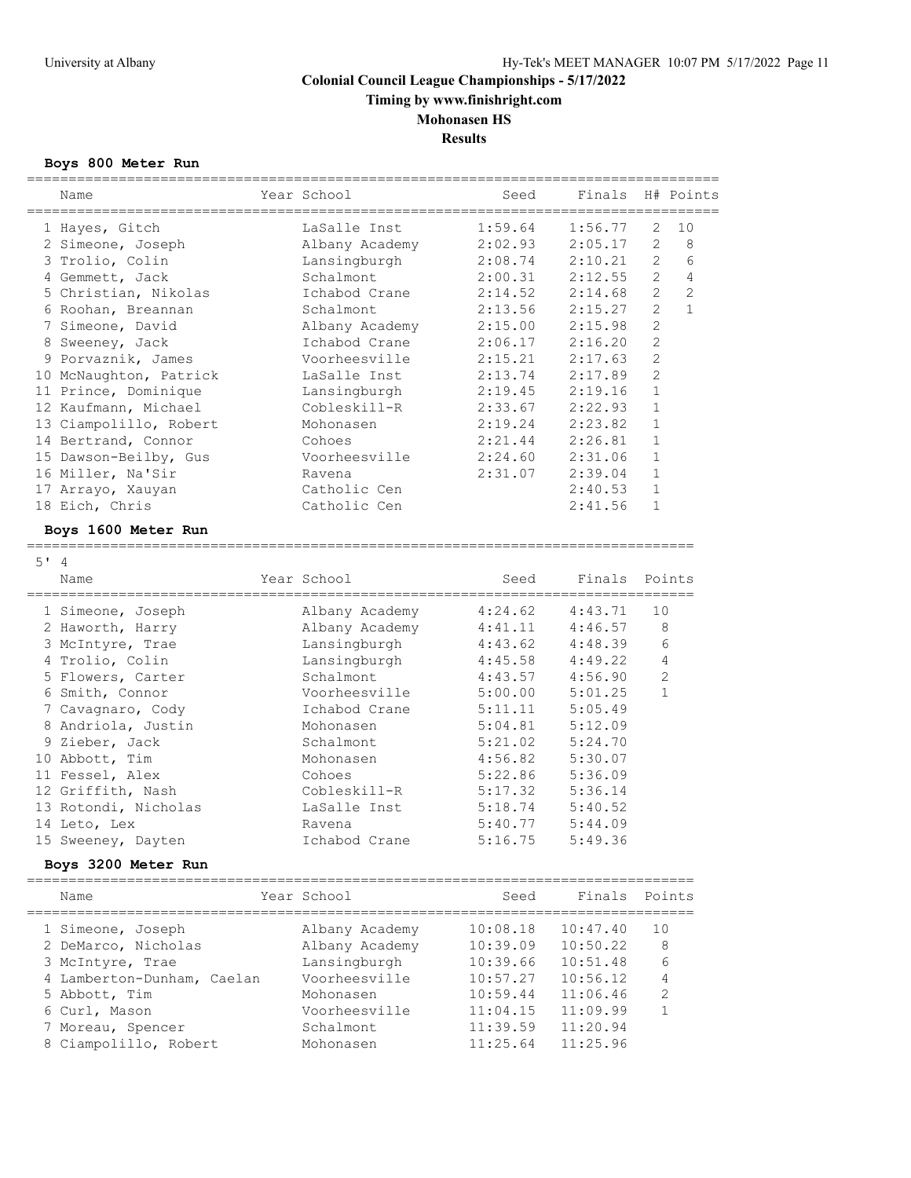## Colonial Council League Championships - 5/17/2022

### Timing by www.finishright.com

### Mohonasen HS

### Results

#### Boys 800 Meter Run

| | Name | Year | School | Seed | Finals | H# | Points |
|---|---|---|---|---|---|---|---|
| 1 | Hayes, Gitch | | LaSalle Inst | 1:59.64 | 1:56.77 | 2 | 10 |
| 2 | Simeone, Joseph | | Albany Academy | 2:02.93 | 2:05.17 | 2 | 8 |
| 3 | Trolio, Colin | | Lansingburgh | 2:08.74 | 2:10.21 | 2 | 6 |
| 4 | Gemmett, Jack | | Schalmont | 2:00.31 | 2:12.55 | 2 | 4 |
| 5 | Christian, Nikolas | | Ichabod Crane | 2:14.52 | 2:14.68 | 2 | 2 |
| 6 | Roohan, Breannan | | Schalmont | 2:13.56 | 2:15.27 | 2 | 1 |
| 7 | Simeone, David | | Albany Academy | 2:15.00 | 2:15.98 | 2 | |
| 8 | Sweeney, Jack | | Ichabod Crane | 2:06.17 | 2:16.20 | 2 | |
| 9 | Porvaznik, James | | Voorheesville | 2:15.21 | 2:17.63 | 2 | |
| 10 | McNaughton, Patrick | | LaSalle Inst | 2:13.74 | 2:17.89 | 2 | |
| 11 | Prince, Dominique | | Lansingburgh | 2:19.45 | 2:19.16 | 1 | |
| 12 | Kaufmann, Michael | | Cobleskill-R | 2:33.67 | 2:22.93 | 1 | |
| 13 | Ciampolillo, Robert | | Mohonasen | 2:19.24 | 2:23.82 | 1 | |
| 14 | Bertrand, Connor | | Cohoes | 2:21.44 | 2:26.81 | 1 | |
| 15 | Dawson-Beilby, Gus | | Voorheesville | 2:24.60 | 2:31.06 | 1 | |
| 16 | Miller, Na'Sir | | Ravena | 2:31.07 | 2:39.04 | 1 | |
| 17 | Arrayo, Xauyan | | Catholic Cen | | 2:40.53 | 1 | |
| 18 | Eich, Chris | | Catholic Cen | | 2:41.56 | 1 | |

#### Boys 1600 Meter Run

5' 4

| | Name | Year | School | Seed | Finals | Points |
|---|---|---|---|---|---|---|
| 1 | Simeone, Joseph | | Albany Academy | 4:24.62 | 4:43.71 | 10 |
| 2 | Haworth, Harry | | Albany Academy | 4:41.11 | 4:46.57 | 8 |
| 3 | McIntyre, Trae | | Lansingburgh | 4:43.62 | 4:48.39 | 6 |
| 4 | Trolio, Colin | | Lansingburgh | 4:45.58 | 4:49.22 | 4 |
| 5 | Flowers, Carter | | Schalmont | 4:43.57 | 4:56.90 | 2 |
| 6 | Smith, Connor | | Voorheesville | 5:00.00 | 5:01.25 | 1 |
| 7 | Cavagnaro, Cody | | Ichabod Crane | 5:11.11 | 5:05.49 | |
| 8 | Andriola, Justin | | Mohonasen | 5:04.81 | 5:12.09 | |
| 9 | Zieber, Jack | | Schalmont | 5:21.02 | 5:24.70 | |
| 10 | Abbott, Tim | | Mohonasen | 4:56.82 | 5:30.07 | |
| 11 | Fessel, Alex | | Cohoes | 5:22.86 | 5:36.09 | |
| 12 | Griffith, Nash | | Cobleskill-R | 5:17.32 | 5:36.14 | |
| 13 | Rotondi, Nicholas | | LaSalle Inst | 5:18.74 | 5:40.52 | |
| 14 | Leto, Lex | | Ravena | 5:40.77 | 5:44.09 | |
| 15 | Sweeney, Dayten | | Ichabod Crane | 5:16.75 | 5:49.36 | |

#### Boys 3200 Meter Run

| | Name | Year | School | Seed | Finals | Points |
|---|---|---|---|---|---|---|
| 1 | Simeone, Joseph | | Albany Academy | 10:08.18 | 10:47.40 | 10 |
| 2 | DeMarco, Nicholas | | Albany Academy | 10:39.09 | 10:50.22 | 8 |
| 3 | McIntyre, Trae | | Lansingburgh | 10:39.66 | 10:51.48 | 6 |
| 4 | Lamberton-Dunham, Caelan | | Voorheesville | 10:57.27 | 10:56.12 | 4 |
| 5 | Abbott, Tim | | Mohonasen | 10:59.44 | 11:06.46 | 2 |
| 6 | Curl, Mason | | Voorheesville | 11:04.15 | 11:09.99 | 1 |
| 7 | Moreau, Spencer | | Schalmont | 11:39.59 | 11:20.94 | |
| 8 | Ciampolillo, Robert | | Mohonasen | 11:25.64 | 11:25.96 | |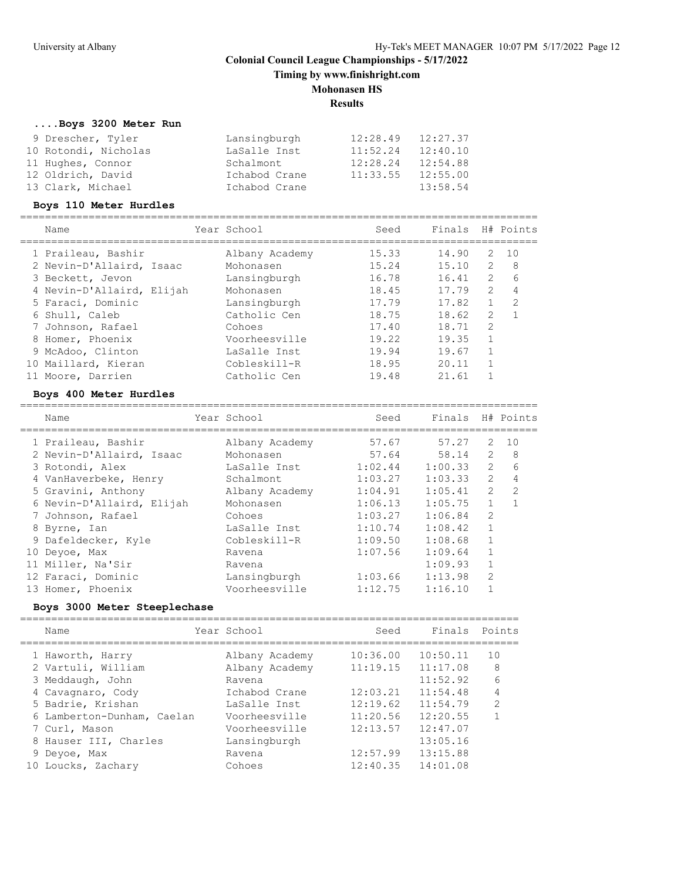# Colonial Council League Championships - 5/17/2022

**Timing by www.finishright.com**

**Mohonasen HS**

**Results**

### ....Boys 3200 Meter Run

| Place | Name | Year | School | Seed | Finals |
|---|---|---|---|---|---|
| 9 | Drescher, Tyler | | Lansingburgh | 12:28.49 | 12:27.37 |
| 10 | Rotondi, Nicholas | | LaSalle Inst | 11:52.24 | 12:40.10 |
| 11 | Hughes, Connor | | Schalmont | 12:28.24 | 12:54.88 |
| 12 | Oldrich, David | | Ichabod Crane | 11:33.55 | 12:55.00 |
| 13 | Clark, Michael | | Ichabod Crane | | 13:58.54 |

### Boys 110 Meter Hurdles

| Place | Name | Year | School | Seed | Finals | H# | Points |
|---|---|---|---|---|---|---|---|
| 1 | Praileau, Bashir | | Albany Academy | 15.33 | 14.90 | 2 | 10 |
| 2 | Nevin-D'Allaird, Isaac | | Mohonasen | 15.24 | 15.10 | 2 | 8 |
| 3 | Beckett, Jevon | | Lansingburgh | 16.78 | 16.41 | 2 | 6 |
| 4 | Nevin-D'Allaird, Elijah | | Mohonasen | 18.45 | 17.79 | 2 | 4 |
| 5 | Faraci, Dominic | | Lansingburgh | 17.79 | 17.82 | 1 | 2 |
| 6 | Shull, Caleb | | Catholic Cen | 18.75 | 18.62 | 2 | 1 |
| 7 | Johnson, Rafael | | Cohoes | 17.40 | 18.71 | 2 | |
| 8 | Homer, Phoenix | | Voorheesville | 19.22 | 19.35 | 1 | |
| 9 | McAdoo, Clinton | | LaSalle Inst | 19.94 | 19.67 | 1 | |
| 10 | Maillard, Kieran | | Cobleskill-R | 18.95 | 20.11 | 1 | |
| 11 | Moore, Darrien | | Catholic Cen | 19.48 | 21.61 | 1 | |

### Boys 400 Meter Hurdles

| Place | Name | Year | School | Seed | Finals | H# | Points |
|---|---|---|---|---|---|---|---|
| 1 | Praileau, Bashir | | Albany Academy | 57.67 | 57.27 | 2 | 10 |
| 2 | Nevin-D'Allaird, Isaac | | Mohonasen | 57.64 | 58.14 | 2 | 8 |
| 3 | Rotondi, Alex | | LaSalle Inst | 1:02.44 | 1:00.33 | 2 | 6 |
| 4 | VanHaverbeke, Henry | | Schalmont | 1:03.27 | 1:03.33 | 2 | 4 |
| 5 | Gravini, Anthony | | Albany Academy | 1:04.91 | 1:05.41 | 2 | 2 |
| 6 | Nevin-D'Allaird, Elijah | | Mohonasen | 1:06.13 | 1:05.75 | 1 | 1 |
| 7 | Johnson, Rafael | | Cohoes | 1:03.27 | 1:06.84 | 2 | |
| 8 | Byrne, Ian | | LaSalle Inst | 1:10.74 | 1:08.42 | 1 | |
| 9 | Dafeldecker, Kyle | | Cobleskill-R | 1:09.50 | 1:08.68 | 1 | |
| 10 | Deyoe, Max | | Ravena | 1:07.56 | 1:09.64 | 1 | |
| 11 | Miller, Na'Sir | | Ravena | | 1:09.93 | 1 | |
| 12 | Faraci, Dominic | | Lansingburgh | 1:03.66 | 1:13.98 | 2 | |
| 13 | Homer, Phoenix | | Voorheesville | 1:12.75 | 1:16.10 | 1 | |

### Boys 3000 Meter Steeplechase

| Place | Name | Year | School | Seed | Finals | Points |
|---|---|---|---|---|---|---|
| 1 | Haworth, Harry | | Albany Academy | 10:36.00 | 10:50.11 | 10 |
| 2 | Vartuli, William | | Albany Academy | 11:19.15 | 11:17.08 | 8 |
| 3 | Meddaugh, John | | Ravena | | 11:52.92 | 6 |
| 4 | Cavagnaro, Cody | | Ichabod Crane | 12:03.21 | 11:54.48 | 4 |
| 5 | Badrie, Krishan | | LaSalle Inst | 12:19.62 | 11:54.79 | 2 |
| 6 | Lamberton-Dunham, Caelan | | Voorheesville | 11:20.56 | 12:20.55 | 1 |
| 7 | Curl, Mason | | Voorheesville | 12:13.57 | 12:47.07 | |
| 8 | Hauser III, Charles | | Lansingburgh | | 13:05.16 | |
| 9 | Deyoe, Max | | Ravena | 12:57.99 | 13:15.88 | |
| 10 | Loucks, Zachary | | Cohoes | 12:40.35 | 14:01.08 | |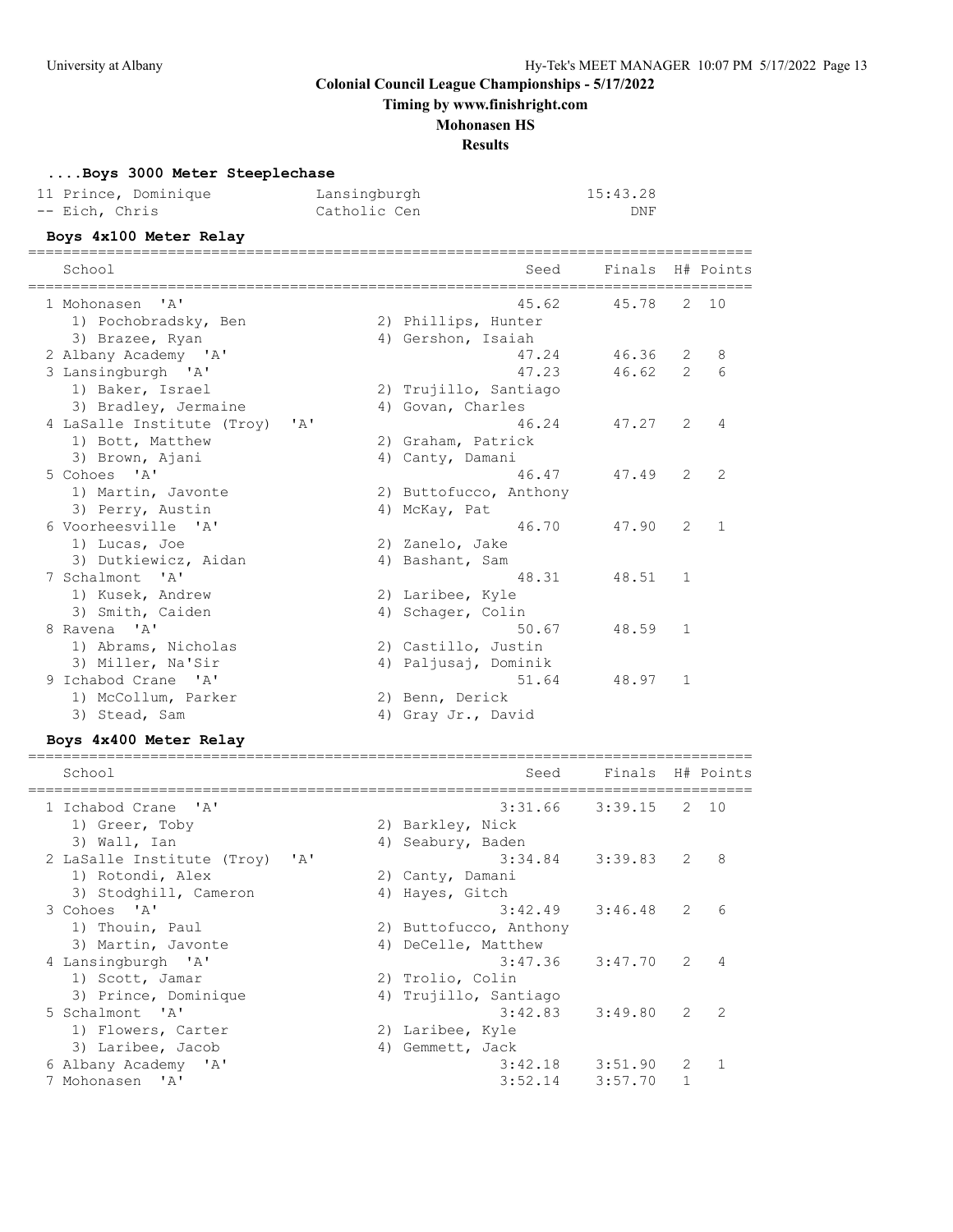# Colonial Council League Championships - 5/17/2022

**Timing by www.finishright.com**

**Mohonasen HS**

**Results**

### ....Boys 3000 Meter Steeplechase

| Place | Name | School | Finals |
|---|---|---|---|
| 11 | Prince, Dominique | Lansingburgh | 15:43.28 |
| -- | Eich, Chris | Catholic Cen | DNF |

### Boys 4x100 Meter Relay

| Place | School | Seed | Finals | H# | Points |
|---|---|---|---|---|---|
| 1 | Mohonasen 'A' | 45.62 | 45.78 | 2 | 10 |
| | 1) Pochobradsky, Ben; 2) Phillips, Hunter; 3) Brazee, Ryan; 4) Gershon, Isaiah | | | | |
| 2 | Albany Academy 'A' | 47.24 | 46.36 | 2 | 8 |
| 3 | Lansingburgh 'A' | 47.23 | 46.62 | 2 | 6 |
| | 1) Baker, Israel; 2) Trujillo, Santiago; 3) Bradley, Jermaine; 4) Govan, Charles | | | | |
| 4 | LaSalle Institute (Troy) 'A' | 46.24 | 47.27 | 2 | 4 |
| | 1) Bott, Matthew; 2) Graham, Patrick; 3) Brown, Ajani; 4) Canty, Damani | | | | |
| 5 | Cohoes 'A' | 46.47 | 47.49 | 2 | 2 |
| | 1) Martin, Javonte; 2) Buttofucco, Anthony; 3) Perry, Austin; 4) McKay, Pat | | | | |
| 6 | Voorheesville 'A' | 46.70 | 47.90 | 2 | 1 |
| | 1) Lucas, Joe; 2) Zanelo, Jake; 3) Dutkiewicz, Aidan; 4) Bashant, Sam | | | | |
| 7 | Schalmont 'A' | 48.31 | 48.51 | 1 | |
| | 1) Kusek, Andrew; 2) Laribee, Kyle; 3) Smith, Caiden; 4) Schager, Colin | | | | |
| 8 | Ravena 'A' | 50.67 | 48.59 | 1 | |
| | 1) Abrams, Nicholas; 2) Castillo, Justin; 3) Miller, Na'Sir; 4) Paljusaj, Dominik | | | | |
| 9 | Ichabod Crane 'A' | 51.64 | 48.97 | 1 | |
| | 1) McCollum, Parker; 2) Benn, Derick; 3) Stead, Sam; 4) Gray Jr., David | | | | |

### Boys 4x400 Meter Relay

| Place | School | Seed | Finals | H# | Points |
|---|---|---|---|---|---|
| 1 | Ichabod Crane 'A' | 3:31.66 | 3:39.15 | 2 | 10 |
| | 1) Greer, Toby; 2) Barkley, Nick; 3) Wall, Ian; 4) Seabury, Baden | | | | |
| 2 | LaSalle Institute (Troy) 'A' | 3:34.84 | 3:39.83 | 2 | 8 |
| | 1) Rotondi, Alex; 2) Canty, Damani; 3) Stodghill, Cameron; 4) Hayes, Gitch | | | | |
| 3 | Cohoes 'A' | 3:42.49 | 3:46.48 | 2 | 6 |
| | 1) Thouin, Paul; 2) Buttofucco, Anthony; 3) Martin, Javonte; 4) DeCelle, Matthew | | | | |
| 4 | Lansingburgh 'A' | 3:47.36 | 3:47.70 | 2 | 4 |
| | 1) Scott, Jamar; 2) Trolio, Colin; 3) Prince, Dominique; 4) Trujillo, Santiago | | | | |
| 5 | Schalmont 'A' | 3:42.83 | 3:49.80 | 2 | 2 |
| | 1) Flowers, Carter; 2) Laribee, Kyle; 3) Laribee, Jacob; 4) Gemmett, Jack | | | | |
| 6 | Albany Academy 'A' | 3:42.18 | 3:51.90 | 2 | 1 |
| 7 | Mohonasen 'A' | 3:52.14 | 3:57.70 | 1 | |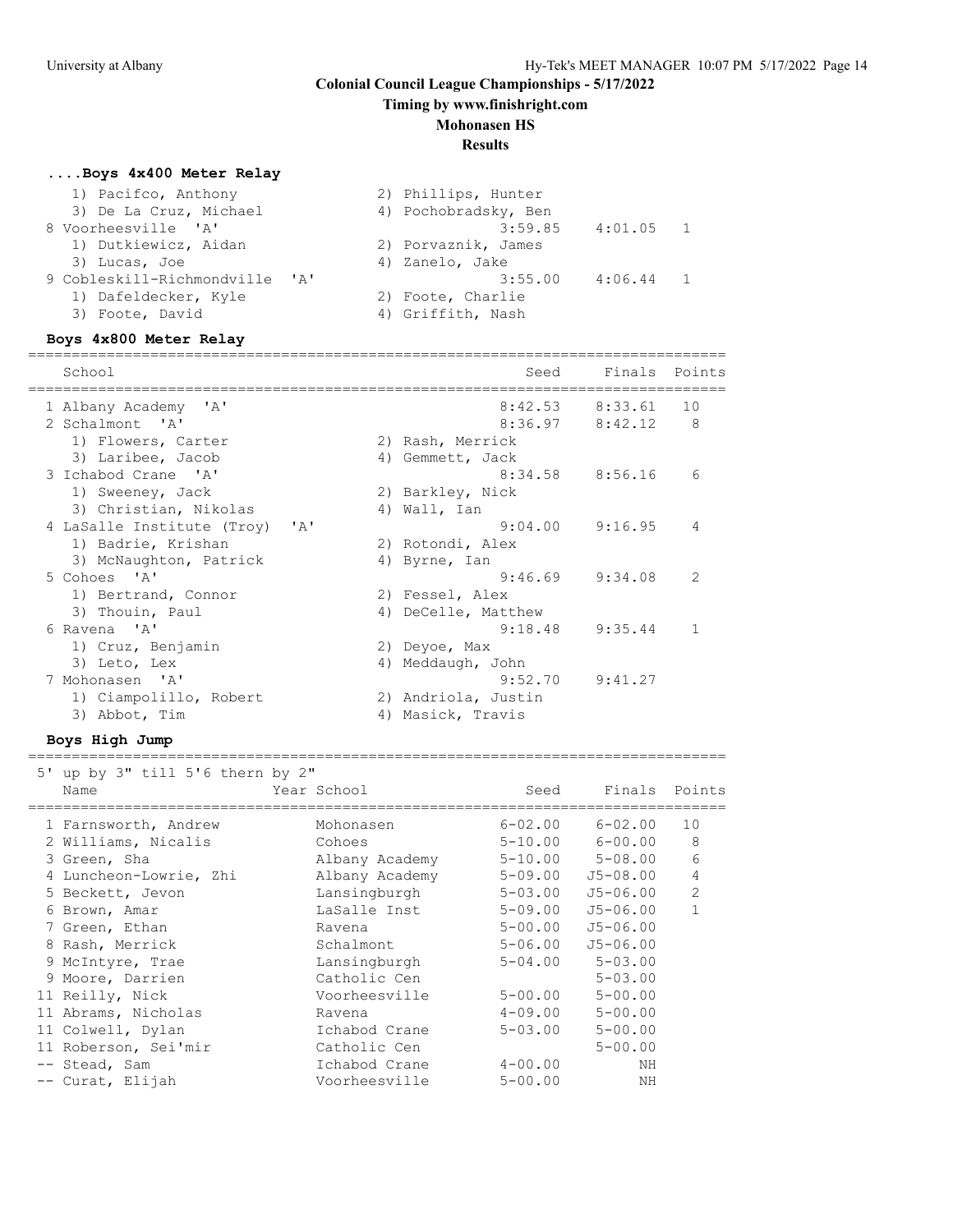## Colonial Council League Championships - 5/17/2022

**Timing by www.finishright.com**

**Mohonasen HS**

**Results**

### ....Boys 4x400 Meter Relay

| School | Seed | Finals | Points |
|---|---|---|---|
| 1) Pacifco, Anthony; 2) Phillips, Hunter; 3) De La Cruz, Michael; 4) Pochobradsky, Ben | | | |
| 8 Voorheesville 'A' | 3:59.85 | 4:01.05 | 1 |
| 1) Dutkiewicz, Aidan; 2) Porvaznik, James; 3) Lucas, Joe; 4) Zanelo, Jake | | | |
| 9 Cobleskill-Richmondville 'A' | 3:55.00 | 4:06.44 | 1 |
| 1) Dafeldecker, Kyle; 2) Foote, Charlie; 3) Foote, David; 4) Griffith, Nash | | | |

### Boys 4x800 Meter Relay

| School | Seed | Finals | Points |
|---|---|---|---|
| 1 Albany Academy 'A' | 8:42.53 | 8:33.61 | 10 |
| 2 Schalmont 'A' | 8:36.97 | 8:42.12 | 8 |
| 1) Flowers, Carter; 2) Rash, Merrick; 3) Laribee, Jacob; 4) Gemmett, Jack | | | |
| 3 Ichabod Crane 'A' | 8:34.58 | 8:56.16 | 6 |
| 1) Sweeney, Jack; 2) Barkley, Nick; 3) Christian, Nikolas; 4) Wall, Ian | | | |
| 4 LaSalle Institute (Troy) 'A' | 9:04.00 | 9:16.95 | 4 |
| 1) Badrie, Krishan; 2) Rotondi, Alex; 3) McNaughton, Patrick; 4) Byrne, Ian | | | |
| 5 Cohoes 'A' | 9:46.69 | 9:34.08 | 2 |
| 1) Bertrand, Connor; 2) Fessel, Alex; 3) Thouin, Paul; 4) DeCelle, Matthew | | | |
| 6 Ravena 'A' | 9:18.48 | 9:35.44 | 1 |
| 1) Cruz, Benjamin; 2) Deyoe, Max; 3) Leto, Lex; 4) Meddaugh, John | | | |
| 7 Mohonasen 'A' | 9:52.70 | 9:41.27 | |
| 1) Ciampolillo, Robert; 2) Andriola, Justin; 3) Abbot, Tim; 4) Masick, Travis | | | |

### Boys High Jump

5' up by 3" till 5'6 thern by 2"

| Name | Year | School | Seed | Finals | Points |
|---|---|---|---|---|---|
| 1 Farnsworth, Andrew | | Mohonasen | 6-02.00 | 6-02.00 | 10 |
| 2 Williams, Nicalis | | Cohoes | 5-10.00 | 6-00.00 | 8 |
| 3 Green, Sha | | Albany Academy | 5-10.00 | 5-08.00 | 6 |
| 4 Luncheon-Lowrie, Zhi | | Albany Academy | 5-09.00 | J5-08.00 | 4 |
| 5 Beckett, Jevon | | Lansingburgh | 5-03.00 | J5-06.00 | 2 |
| 6 Brown, Amar | | LaSalle Inst | 5-09.00 | J5-06.00 | 1 |
| 7 Green, Ethan | | Ravena | 5-00.00 | J5-06.00 | |
| 8 Rash, Merrick | | Schalmont | 5-06.00 | J5-06.00 | |
| 9 McIntyre, Trae | | Lansingburgh | 5-04.00 | 5-03.00 | |
| 9 Moore, Darrien | | Catholic Cen | | 5-03.00 | |
| 11 Reilly, Nick | | Voorheesville | 5-00.00 | 5-00.00 | |
| 11 Abrams, Nicholas | | Ravena | 4-09.00 | 5-00.00 | |
| 11 Colwell, Dylan | | Ichabod Crane | 5-03.00 | 5-00.00 | |
| 11 Roberson, Sei'mir | | Catholic Cen | | 5-00.00 | |
| -- Stead, Sam | | Ichabod Crane | 4-00.00 | NH | |
| -- Curat, Elijah | | Voorheesville | 5-00.00 | NH | |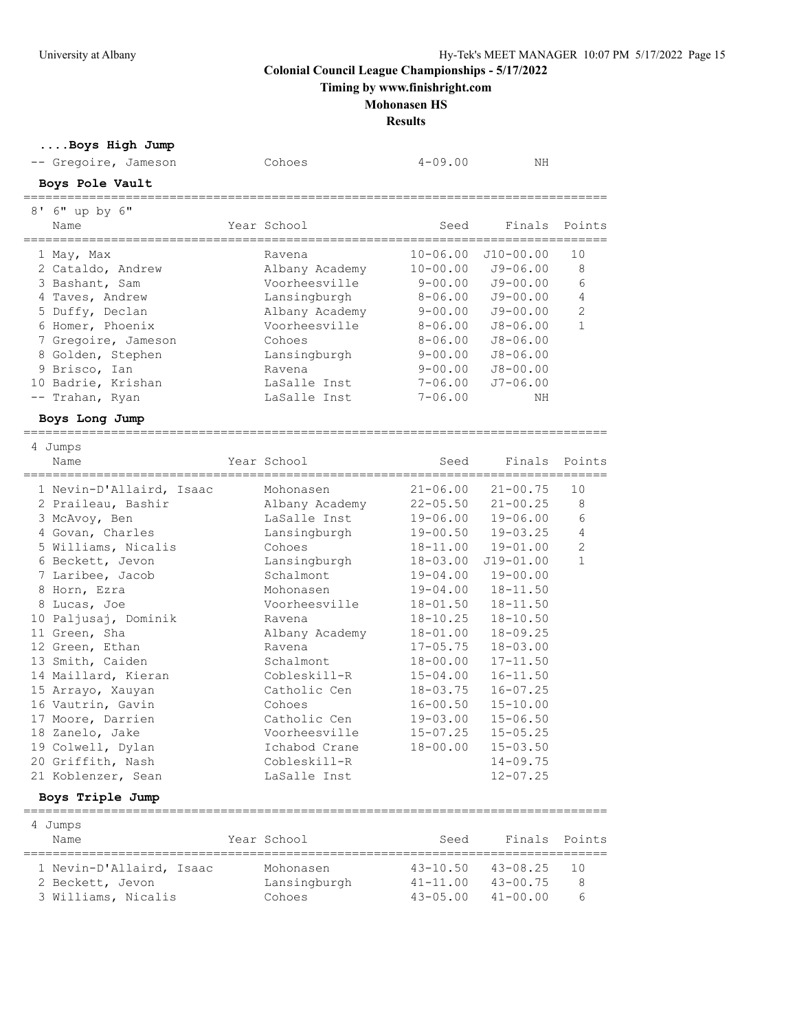**Colonial Council League Championships - 5/17/2022**

**Timing by www.finishright.com**

**Mohonasen HS**

**Results**

### ....Boys High Jump

| Place | Name | Year | School | Seed | Finals | Points |
|---|---|---|---|---|---|---|
| -- | Gregoire, Jameson | | Cohoes | 4-09.00 | NH | |

### Boys Pole Vault

8' 6" up by 6"

| Place | Name | Year | School | Seed | Finals | Points |
|---|---|---|---|---|---|---|
| 1 | May, Max | | Ravena | 10-06.00 | J10-00.00 | 10 |
| 2 | Cataldo, Andrew | | Albany Academy | 10-00.00 | J9-06.00 | 8 |
| 3 | Bashant, Sam | | Voorheesville | 9-00.00 | J9-00.00 | 6 |
| 4 | Taves, Andrew | | Lansingburgh | 8-06.00 | J9-00.00 | 4 |
| 5 | Duffy, Declan | | Albany Academy | 9-00.00 | J9-00.00 | 2 |
| 6 | Homer, Phoenix | | Voorheesville | 8-06.00 | J8-06.00 | 1 |
| 7 | Gregoire, Jameson | | Cohoes | 8-06.00 | J8-06.00 | |
| 8 | Golden, Stephen | | Lansingburgh | 9-00.00 | J8-06.00 | |
| 9 | Brisco, Ian | | Ravena | 9-00.00 | J8-00.00 | |
| 10 | Badrie, Krishan | | LaSalle Inst | 7-06.00 | J7-06.00 | |
| -- | Trahan, Ryan | | LaSalle Inst | 7-06.00 | NH | |

### Boys Long Jump

4 Jumps

| Place | Name | Year | School | Seed | Finals | Points |
|---|---|---|---|---|---|---|
| 1 | Nevin-D'Allaird, Isaac | | Mohonasen | 21-06.00 | 21-00.75 | 10 |
| 2 | Praileau, Bashir | | Albany Academy | 22-05.50 | 21-00.25 | 8 |
| 3 | McAvoy, Ben | | LaSalle Inst | 19-06.00 | 19-06.00 | 6 |
| 4 | Govan, Charles | | Lansingburgh | 19-00.50 | 19-03.25 | 4 |
| 5 | Williams, Nicalis | | Cohoes | 18-11.00 | 19-01.00 | 2 |
| 6 | Beckett, Jevon | | Lansingburgh | 18-03.00 | J19-01.00 | 1 |
| 7 | Laribee, Jacob | | Schalmont | 19-04.00 | 19-00.00 | |
| 8 | Horn, Ezra | | Mohonasen | 19-04.00 | 18-11.50 | |
| 8 | Lucas, Joe | | Voorheesville | 18-01.50 | 18-11.50 | |
| 10 | Paljusaj, Dominik | | Ravena | 18-10.25 | 18-10.50 | |
| 11 | Green, Sha | | Albany Academy | 18-01.00 | 18-09.25 | |
| 12 | Green, Ethan | | Ravena | 17-05.75 | 18-03.00 | |
| 13 | Smith, Caiden | | Schalmont | 18-00.00 | 17-11.50 | |
| 14 | Maillard, Kieran | | Cobleskill-R | 15-04.00 | 16-11.50 | |
| 15 | Arrayo, Xauyan | | Catholic Cen | 18-03.75 | 16-07.25 | |
| 16 | Vautrin, Gavin | | Cohoes | 16-00.50 | 15-10.00 | |
| 17 | Moore, Darrien | | Catholic Cen | 19-03.00 | 15-06.50 | |
| 18 | Zanelo, Jake | | Voorheesville | 15-07.25 | 15-05.25 | |
| 19 | Colwell, Dylan | | Ichabod Crane | 18-00.00 | 15-03.50 | |
| 20 | Griffith, Nash | | Cobleskill-R | | 14-09.75 | |
| 21 | Koblenzer, Sean | | LaSalle Inst | | 12-07.25 | |

### Boys Triple Jump

4 Jumps

| Place | Name | Year | School | Seed | Finals | Points |
|---|---|---|---|---|---|---|
| 1 | Nevin-D'Allaird, Isaac | | Mohonasen | 43-10.50 | 43-08.25 | 10 |
| 2 | Beckett, Jevon | | Lansingburgh | 41-11.00 | 43-00.75 | 8 |
| 3 | Williams, Nicalis | | Cohoes | 43-05.00 | 41-00.00 | 6 |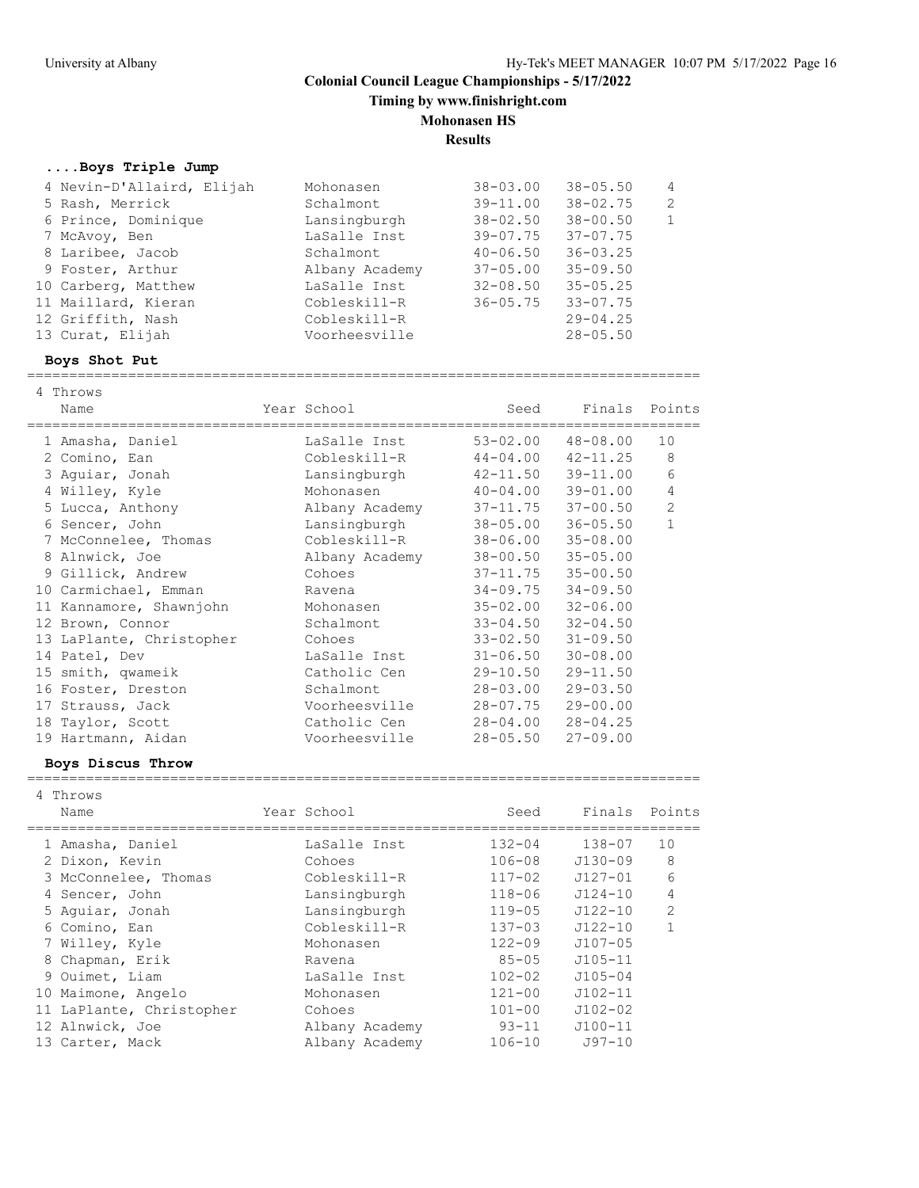# Colonial Council League Championships - 5/17/2022

**Timing by www.finishright.com**

**Mohonasen HS**

**Results**

### ....Boys Triple Jump

| Name | Year School | Seed | Finals | Points |
|---|---|---|---|---|
| 4 Nevin-D'Allaird, Elijah | Mohonasen | 38-03.00 | 38-05.50 | 4 |
| 5 Rash, Merrick | Schalmont | 39-11.00 | 38-02.75 | 2 |
| 6 Prince, Dominique | Lansingburgh | 38-02.50 | 38-00.50 | 1 |
| 7 McAvoy, Ben | LaSalle Inst | 39-07.75 | 37-07.75 | |
| 8 Laribee, Jacob | Schalmont | 40-06.50 | 36-03.25 | |
| 9 Foster, Arthur | Albany Academy | 37-05.00 | 35-09.50 | |
| 10 Carberg, Matthew | LaSalle Inst | 32-08.50 | 35-05.25 | |
| 11 Maillard, Kieran | Cobleskill-R | 36-05.75 | 33-07.75 | |
| 12 Griffith, Nash | Cobleskill-R | | 29-04.25 | |
| 13 Curat, Elijah | Voorheesville | | 28-05.50 | |

### Boys Shot Put

4 Throws

| Name | Year School | Seed | Finals | Points |
|---|---|---|---|---|
| 1 Amasha, Daniel | LaSalle Inst | 53-02.00 | 48-08.00 | 10 |
| 2 Comino, Ean | Cobleskill-R | 44-04.00 | 42-11.25 | 8 |
| 3 Aguiar, Jonah | Lansingburgh | 42-11.50 | 39-11.00 | 6 |
| 4 Willey, Kyle | Mohonasen | 40-04.00 | 39-01.00 | 4 |
| 5 Lucca, Anthony | Albany Academy | 37-11.75 | 37-00.50 | 2 |
| 6 Sencer, John | Lansingburgh | 38-05.00 | 36-05.50 | 1 |
| 7 McConnelee, Thomas | Cobleskill-R | 38-06.00 | 35-08.00 | |
| 8 Alnwick, Joe | Albany Academy | 38-00.50 | 35-05.00 | |
| 9 Gillick, Andrew | Cohoes | 37-11.75 | 35-00.50 | |
| 10 Carmichael, Emman | Ravena | 34-09.75 | 34-09.50 | |
| 11 Kannamore, Shawnjohn | Mohonasen | 35-02.00 | 32-06.00 | |
| 12 Brown, Connor | Schalmont | 33-04.50 | 32-04.50 | |
| 13 LaPlante, Christopher | Cohoes | 33-02.50 | 31-09.50 | |
| 14 Patel, Dev | LaSalle Inst | 31-06.50 | 30-08.00 | |
| 15 smith, qwameik | Catholic Cen | 29-10.50 | 29-11.50 | |
| 16 Foster, Dreston | Schalmont | 28-03.00 | 29-03.50 | |
| 17 Strauss, Jack | Voorheesville | 28-07.75 | 29-00.00 | |
| 18 Taylor, Scott | Catholic Cen | 28-04.00 | 28-04.25 | |
| 19 Hartmann, Aidan | Voorheesville | 28-05.50 | 27-09.00 | |

### Boys Discus Throw

4 Throws

| Name | Year School | Seed | Finals | Points |
|---|---|---|---|---|
| 1 Amasha, Daniel | LaSalle Inst | 132-04 | 138-07 | 10 |
| 2 Dixon, Kevin | Cohoes | 106-08 | J130-09 | 8 |
| 3 McConnelee, Thomas | Cobleskill-R | 117-02 | J127-01 | 6 |
| 4 Sencer, John | Lansingburgh | 118-06 | J124-10 | 4 |
| 5 Aguiar, Jonah | Lansingburgh | 119-05 | J122-10 | 2 |
| 6 Comino, Ean | Cobleskill-R | 137-03 | J122-10 | 1 |
| 7 Willey, Kyle | Mohonasen | 122-09 | J107-05 | |
| 8 Chapman, Erik | Ravena | 85-05 | J105-11 | |
| 9 Ouimet, Liam | LaSalle Inst | 102-02 | J105-04 | |
| 10 Maimone, Angelo | Mohonasen | 121-00 | J102-11 | |
| 11 LaPlante, Christopher | Cohoes | 101-00 | J102-02 | |
| 12 Alnwick, Joe | Albany Academy | 93-11 | J100-11 | |
| 13 Carter, Mack | Albany Academy | 106-10 | J97-10 | |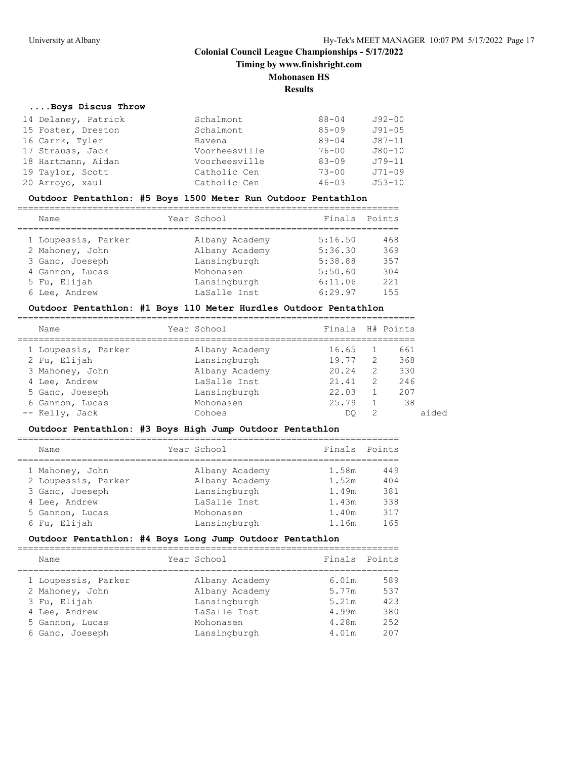# Colonial Council League Championships - 5/17/2022

**Timing by www.finishright.com**

**Mohonasen HS**

**Results**

### ....Boys Discus Throw

| Place | Name | School | Finals | |
|---|---|---|---|---|
| 14 | Delaney, Patrick | Schalmont | 88-04 | J92-00 |
| 15 | Foster, Dreston | Schalmont | 85-09 | J91-05 |
| 16 | Carrk, Tyler | Ravena | 89-04 | J87-11 |
| 17 | Strauss, Jack | Voorheesville | 76-00 | J80-10 |
| 18 | Hartmann, Aidan | Voorheesville | 83-09 | J79-11 |
| 19 | Taylor, Scott | Catholic Cen | 73-00 | J71-09 |
| 20 | Arroyo, xaul | Catholic Cen | 46-03 | J53-10 |

### Outdoor Pentathlon: #5 Boys 1500 Meter Run Outdoor Pentathlon

| Place | Name | Year | School | Finals | Points |
|---|---|---|---|---|---|
| 1 | Loupessis, Parker | | Albany Academy | 5:16.50 | 468 |
| 2 | Mahoney, John | | Albany Academy | 5:36.30 | 369 |
| 3 | Ganc, Joeseph | | Lansingburgh | 5:38.88 | 357 |
| 4 | Gannon, Lucas | | Mohonasen | 5:50.60 | 304 |
| 5 | Fu, Elijah | | Lansingburgh | 6:11.06 | 221 |
| 6 | Lee, Andrew | | LaSalle Inst | 6:29.97 | 155 |

### Outdoor Pentathlon: #1 Boys 110 Meter Hurdles Outdoor Pentathlon

| Place | Name | Year | School | Finals | H# | Points | |
|---|---|---|---|---|---|---|---|
| 1 | Loupessis, Parker | | Albany Academy | 16.65 | 1 | 661 | |
| 2 | Fu, Elijah | | Lansingburgh | 19.77 | 2 | 368 | |
| 3 | Mahoney, John | | Albany Academy | 20.24 | 2 | 330 | |
| 4 | Lee, Andrew | | LaSalle Inst | 21.41 | 2 | 246 | |
| 5 | Ganc, Joeseph | | Lansingburgh | 22.03 | 1 | 207 | |
| 6 | Gannon, Lucas | | Mohonasen | 25.79 | 1 | 38 | |
| -- | Kelly, Jack | | Cohoes | DQ | 2 | | aided |

### Outdoor Pentathlon: #3 Boys High Jump Outdoor Pentathlon

| Place | Name | Year | School | Finals | Points |
|---|---|---|---|---|---|
| 1 | Mahoney, John | | Albany Academy | 1.58m | 449 |
| 2 | Loupessis, Parker | | Albany Academy | 1.52m | 404 |
| 3 | Ganc, Joeseph | | Lansingburgh | 1.49m | 381 |
| 4 | Lee, Andrew | | LaSalle Inst | 1.43m | 338 |
| 5 | Gannon, Lucas | | Mohonasen | 1.40m | 317 |
| 6 | Fu, Elijah | | Lansingburgh | 1.16m | 165 |

### Outdoor Pentathlon: #4 Boys Long Jump Outdoor Pentathlon

| Place | Name | Year | School | Finals | Points |
|---|---|---|---|---|---|
| 1 | Loupessis, Parker | | Albany Academy | 6.01m | 589 |
| 2 | Mahoney, John | | Albany Academy | 5.77m | 537 |
| 3 | Fu, Elijah | | Lansingburgh | 5.21m | 423 |
| 4 | Lee, Andrew | | LaSalle Inst | 4.99m | 380 |
| 5 | Gannon, Lucas | | Mohonasen | 4.28m | 252 |
| 6 | Ganc, Joeseph | | Lansingburgh | 4.01m | 207 |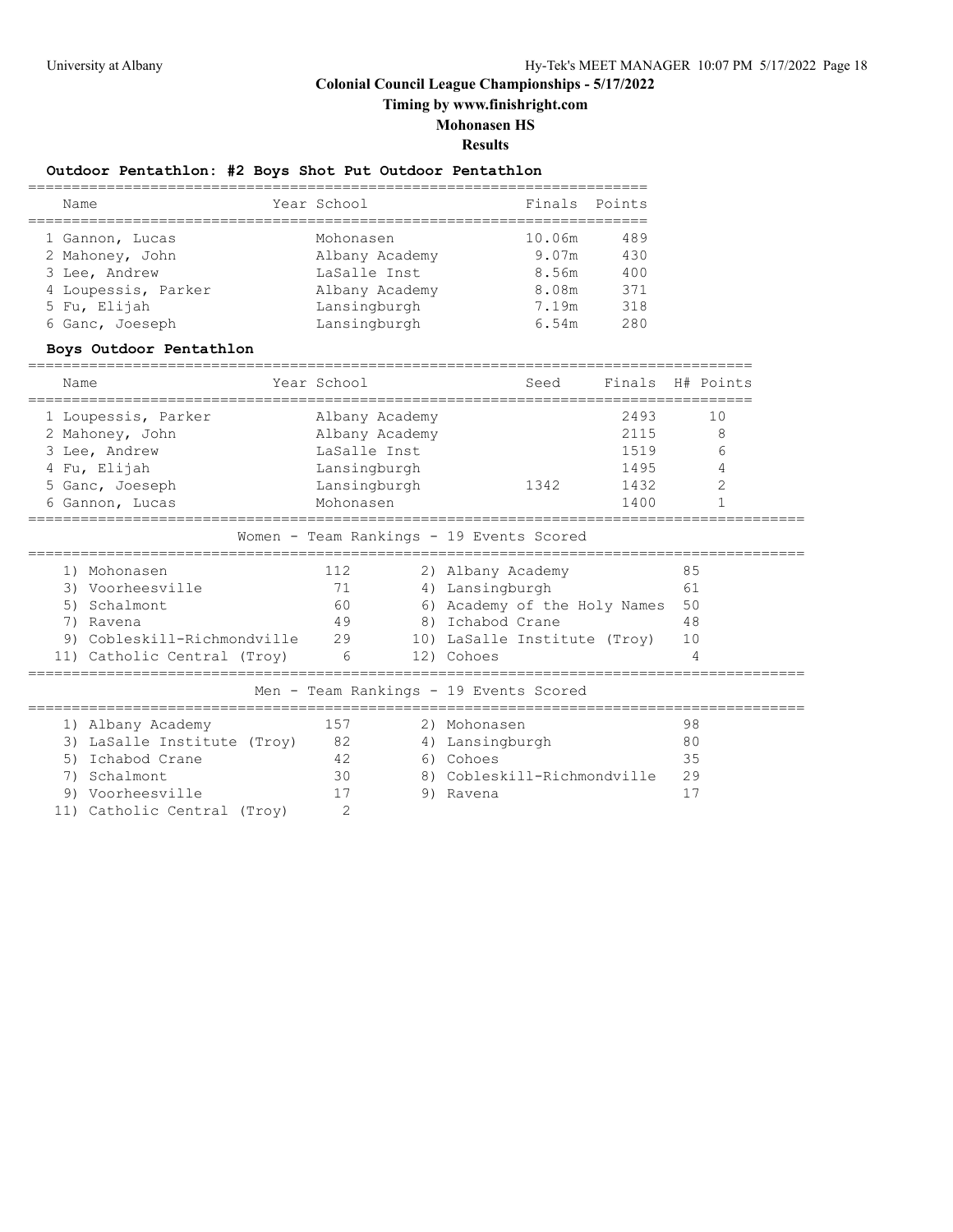# Colonial Council League Championships - 5/17/2022

**Timing by www.finishright.com**

**Mohonasen HS**

**Results**

### Outdoor Pentathlon: #2 Boys Shot Put Outdoor Pentathlon

| Name | Year | School | Finals | Points |
|---|---|---|---|---|
| 1 Gannon, Lucas | | Mohonasen | 10.06m | 489 |
| 2 Mahoney, John | | Albany Academy | 9.07m | 430 |
| 3 Lee, Andrew | | LaSalle Inst | 8.56m | 400 |
| 4 Loupessis, Parker | | Albany Academy | 8.08m | 371 |
| 5 Fu, Elijah | | Lansingburgh | 7.19m | 318 |
| 6 Ganc, Joeseph | | Lansingburgh | 6.54m | 280 |

### Boys Outdoor Pentathlon

| Name | Year | School | Seed | Finals | H# | Points |
|---|---|---|---|---|---|---|
| 1 Loupessis, Parker | | Albany Academy | | 2493 | | 10 |
| 2 Mahoney, John | | Albany Academy | | 2115 | | 8 |
| 3 Lee, Andrew | | LaSalle Inst | | 1519 | | 6 |
| 4 Fu, Elijah | | Lansingburgh | | 1495 | | 4 |
| 5 Ganc, Joeseph | | Lansingburgh | 1342 | 1432 | | 2 |
| 6 Gannon, Lucas | | Mohonasen | | 1400 | | 1 |

### Women - Team Rankings - 19 Events Scored

| | | | |
|---|---|---|---|
| 1) Mohonasen | 112 | 2) Albany Academy | 85 |
| 3) Voorheesville | 71 | 4) Lansingburgh | 61 |
| 5) Schalmont | 60 | 6) Academy of the Holy Names | 50 |
| 7) Ravena | 49 | 8) Ichabod Crane | 48 |
| 9) Cobleskill-Richmondville | 29 | 10) LaSalle Institute (Troy) | 10 |
| 11) Catholic Central (Troy) | 6 | 12) Cohoes | 4 |

### Men - Team Rankings - 19 Events Scored

| | | | |
|---|---|---|---|
| 1) Albany Academy | 157 | 2) Mohonasen | 98 |
| 3) LaSalle Institute (Troy) | 82 | 4) Lansingburgh | 80 |
| 5) Ichabod Crane | 42 | 6) Cohoes | 35 |
| 7) Schalmont | 30 | 8) Cobleskill-Richmondville | 29 |
| 9) Voorheesville | 17 | 9) Ravena | 17 |
| 11) Catholic Central (Troy) | 2 | | |